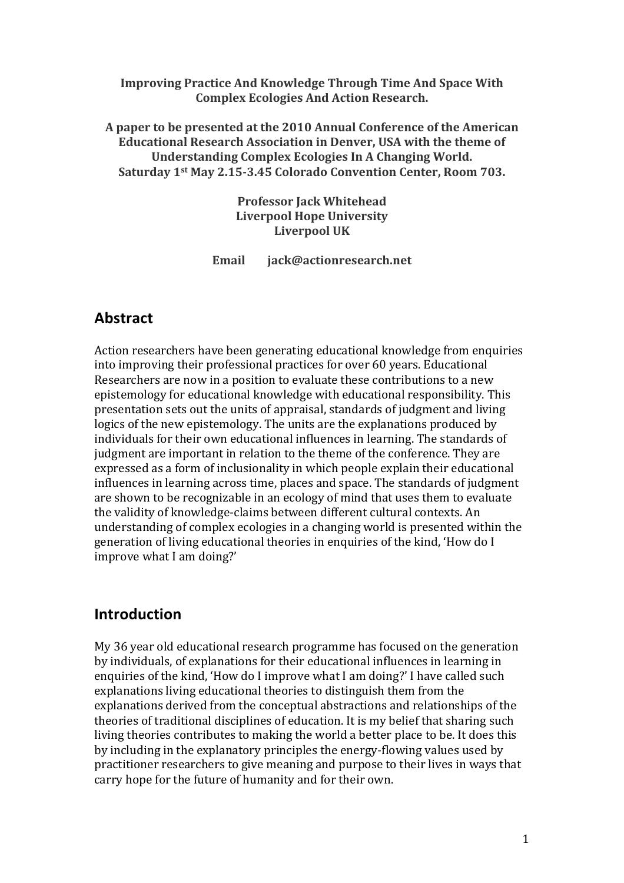**Improving Practice And Knowledge Through Time And Space With Complex Ecologies And Action Research.**

**A paper to be presented at the 2010 Annual Conference of the American Educational Research Association in Denver, USA with the theme of Understanding Complex Ecologies In A Changing World. Saturday 1st May 2.15-3.45 Colorado Convention Center, Room 703.**

**Professor Jack Whitehead**
**Liverpool Hope University**
**Liverpool UK**

**Email jack@actionresearch.net**

## Abstract

Action researchers have been generating educational knowledge from enquiries into improving their professional practices for over 60 years. Educational Researchers are now in a position to evaluate these contributions to a new epistemology for educational knowledge with educational responsibility. This presentation sets out the units of appraisal, standards of judgment and living logics of the new epistemology. The units are the explanations produced by individuals for their own educational influences in learning. The standards of judgment are important in relation to the theme of the conference. They are expressed as a form of inclusionality in which people explain their educational influences in learning across time, places and space. The standards of judgment are shown to be recognizable in an ecology of mind that uses them to evaluate the validity of knowledge-claims between different cultural contexts. An understanding of complex ecologies in a changing world is presented within the generation of living educational theories in enquiries of the kind, 'How do I improve what I am doing?'

## Introduction

My 36 year old educational research programme has focused on the generation by individuals, of explanations for their educational influences in learning in enquiries of the kind, 'How do I improve what I am doing?' I have called such explanations living educational theories to distinguish them from the explanations derived from the conceptual abstractions and relationships of the theories of traditional disciplines of education. It is my belief that sharing such living theories contributes to making the world a better place to be. It does this by including in the explanatory principles the energy-flowing values used by practitioner researchers to give meaning and purpose to their lives in ways that carry hope for the future of humanity and for their own.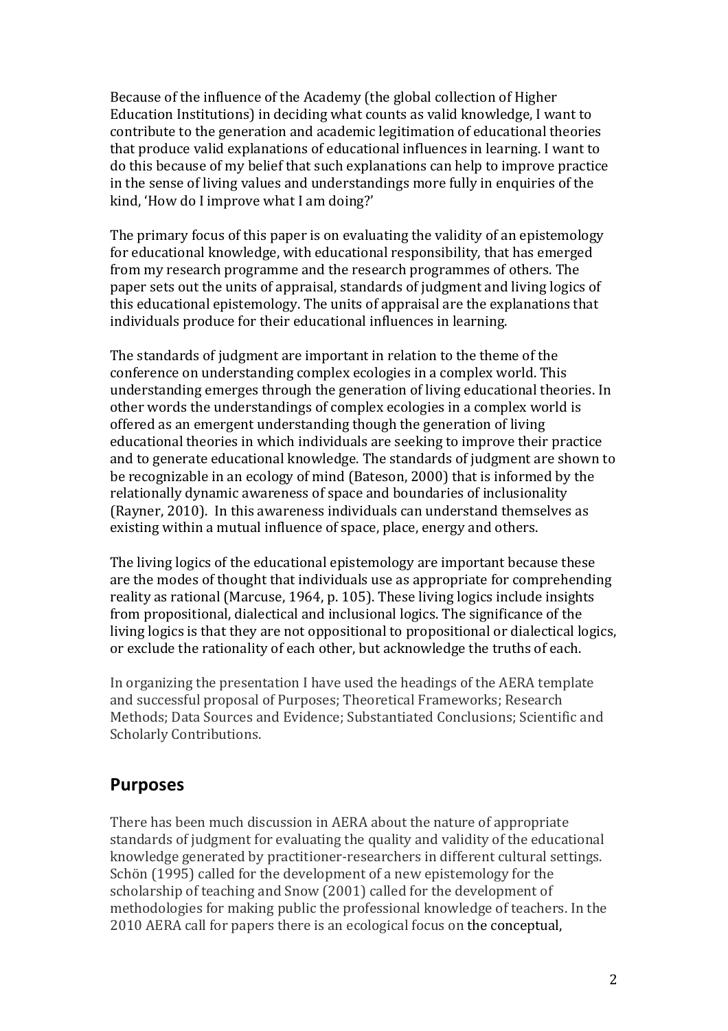Because of the influence of the Academy (the global collection of Higher Education Institutions) in deciding what counts as valid knowledge, I want to contribute to the generation and academic legitimation of educational theories that produce valid explanations of educational influences in learning. I want to do this because of my belief that such explanations can help to improve practice in the sense of living values and understandings more fully in enquiries of the kind, 'How do I improve what I am doing?'

The primary focus of this paper is on evaluating the validity of an epistemology for educational knowledge, with educational responsibility, that has emerged from my research programme and the research programmes of others. The paper sets out the units of appraisal, standards of judgment and living logics of this educational epistemology. The units of appraisal are the explanations that individuals produce for their educational influences in learning.

The standards of judgment are important in relation to the theme of the conference on understanding complex ecologies in a complex world. This understanding emerges through the generation of living educational theories. In other words the understandings of complex ecologies in a complex world is offered as an emergent understanding though the generation of living educational theories in which individuals are seeking to improve their practice and to generate educational knowledge. The standards of judgment are shown to be recognizable in an ecology of mind (Bateson, 2000) that is informed by the relationally dynamic awareness of space and boundaries of inclusionality (Rayner, 2010). In this awareness individuals can understand themselves as existing within a mutual influence of space, place, energy and others.

The living logics of the educational epistemology are important because these are the modes of thought that individuals use as appropriate for comprehending reality as rational (Marcuse, 1964, p. 105). These living logics include insights from propositional, dialectical and inclusional logics. The significance of the living logics is that they are not oppositional to propositional or dialectical logics, or exclude the rationality of each other, but acknowledge the truths of each.

In organizing the presentation I have used the headings of the AERA template and successful proposal of Purposes; Theoretical Frameworks; Research Methods; Data Sources and Evidence; Substantiated Conclusions; Scientific and Scholarly Contributions.

## Purposes

There has been much discussion in AERA about the nature of appropriate standards of judgment for evaluating the quality and validity of the educational knowledge generated by practitioner-researchers in different cultural settings. Schön (1995) called for the development of a new epistemology for the scholarship of teaching and Snow (2001) called for the development of methodologies for making public the professional knowledge of teachers. In the 2010 AERA call for papers there is an ecological focus on the conceptual,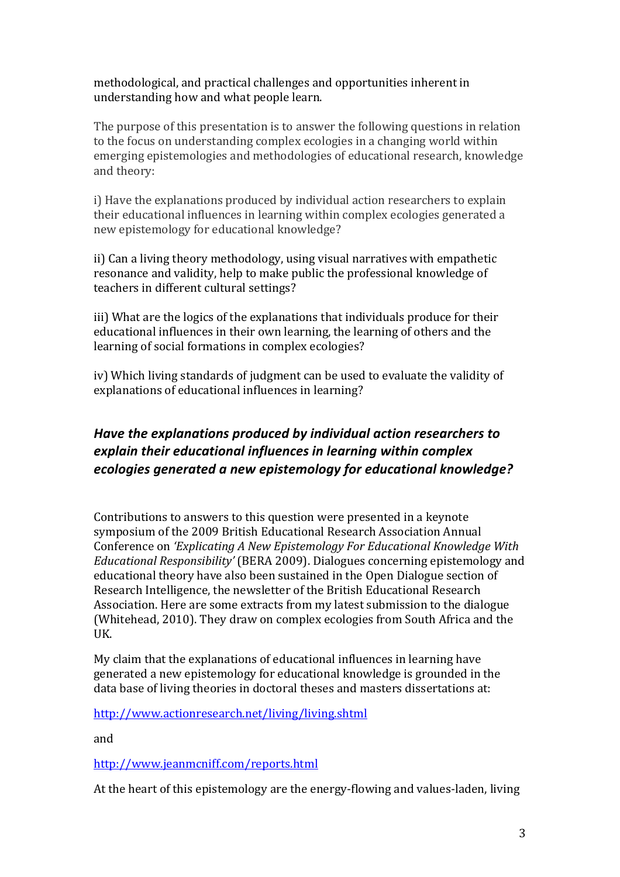methodological, and practical challenges and opportunities inherent in understanding how and what people learn.

The purpose of this presentation is to answer the following questions in relation to the focus on understanding complex ecologies in a changing world within emerging epistemologies and methodologies of educational research, knowledge and theory:

i) Have the explanations produced by individual action researchers to explain their educational influences in learning within complex ecologies generated a new epistemology for educational knowledge?

ii) Can a living theory methodology, using visual narratives with empathetic resonance and validity, help to make public the professional knowledge of teachers in different cultural settings?

iii) What are the logics of the explanations that individuals produce for their educational influences in their own learning, the learning of others and the learning of social formations in complex ecologies?

iv) Which living standards of judgment can be used to evaluate the validity of explanations of educational influences in learning?

## *Have the explanations produced by individual action researchers to explain their educational influences in learning within complex ecologies generated a new epistemology for educational knowledge?*

Contributions to answers to this question were presented in a keynote symposium of the 2009 British Educational Research Association Annual Conference on *'Explicating A New Epistemology For Educational Knowledge With Educational Responsibility'* (BERA 2009). Dialogues concerning epistemology and educational theory have also been sustained in the Open Dialogue section of Research Intelligence, the newsletter of the British Educational Research Association. Here are some extracts from my latest submission to the dialogue (Whitehead, 2010). They draw on complex ecologies from South Africa and the UK.

My claim that the explanations of educational influences in learning have generated a new epistemology for educational knowledge is grounded in the data base of living theories in doctoral theses and masters dissertations at:

http://www.actionresearch.net/living/living.shtml

and

http://www.jeanmcniff.com/reports.html

At the heart of this epistemology are the energy-flowing and values-laden, living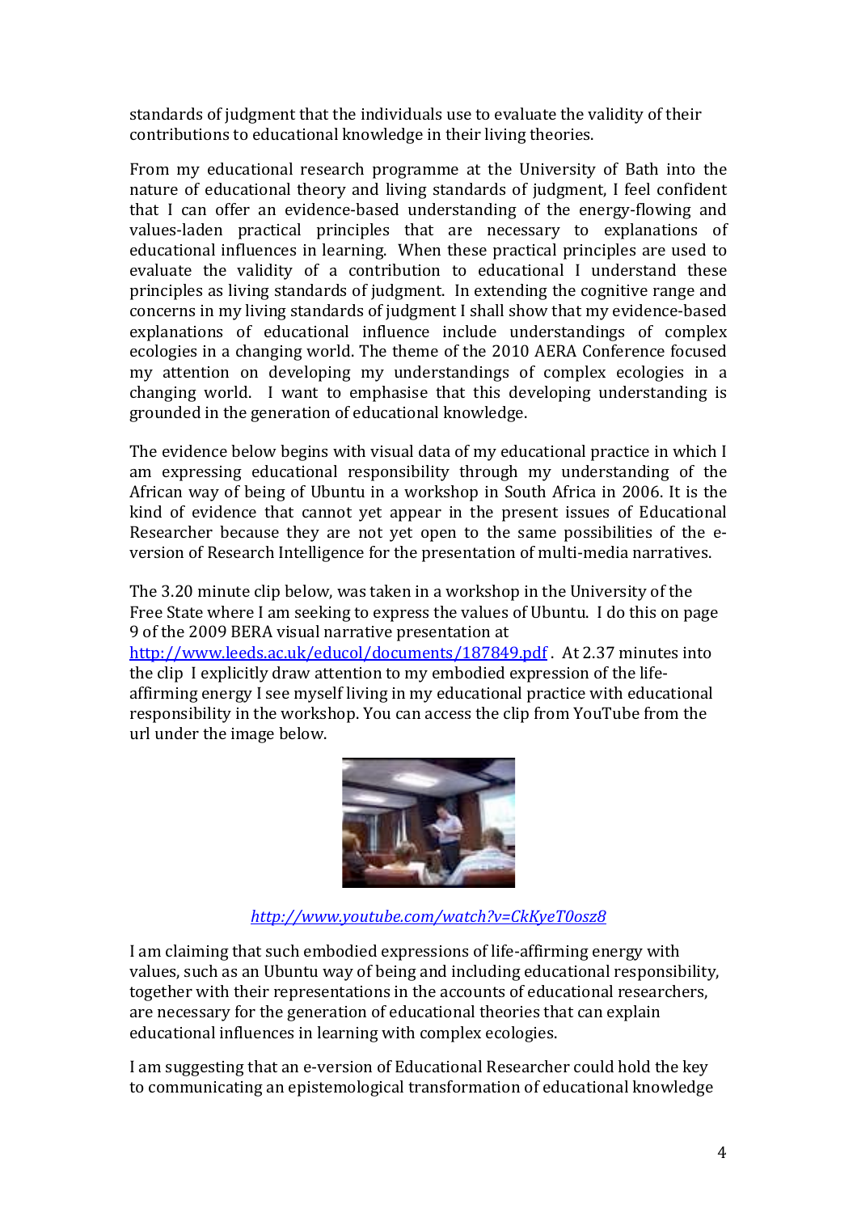standards of judgment that the individuals use to evaluate the validity of their contributions to educational knowledge in their living theories.

From my educational research programme at the University of Bath into the nature of educational theory and living standards of judgment, I feel confident that I can offer an evidence-based understanding of the energy-flowing and values-laden practical principles that are necessary to explanations of educational influences in learning. When these practical principles are used to evaluate the validity of a contribution to educational I understand these principles as living standards of judgment. In extending the cognitive range and concerns in my living standards of judgment I shall show that my evidence-based explanations of educational influence include understandings of complex ecologies in a changing world. The theme of the 2010 AERA Conference focused my attention on developing my understandings of complex ecologies in a changing world. I want to emphasise that this developing understanding is grounded in the generation of educational knowledge.

The evidence below begins with visual data of my educational practice in which I am expressing educational responsibility through my understanding of the African way of being of Ubuntu in a workshop in South Africa in 2006. It is the kind of evidence that cannot yet appear in the present issues of Educational Researcher because they are not yet open to the same possibilities of the e-version of Research Intelligence for the presentation of multi-media narratives.

The 3.20 minute clip below, was taken in a workshop in the University of the Free State where I am seeking to express the values of Ubuntu. I do this on page 9 of the 2009 BERA visual narrative presentation at http://www.leeds.ac.uk/educol/documents/187849.pdf . At 2.37 minutes into the clip I explicitly draw attention to my embodied expression of the life-affirming energy I see myself living in my educational practice with educational responsibility in the workshop. You can access the clip from YouTube from the url under the image below.

*http://www.youtube.com/watch?v=CkKyeT0osz8*

I am claiming that such embodied expressions of life-affirming energy with values, such as an Ubuntu way of being and including educational responsibility, together with their representations in the accounts of educational researchers, are necessary for the generation of educational theories that can explain educational influences in learning with complex ecologies.

I am suggesting that an e-version of Educational Researcher could hold the key to communicating an epistemological transformation of educational knowledge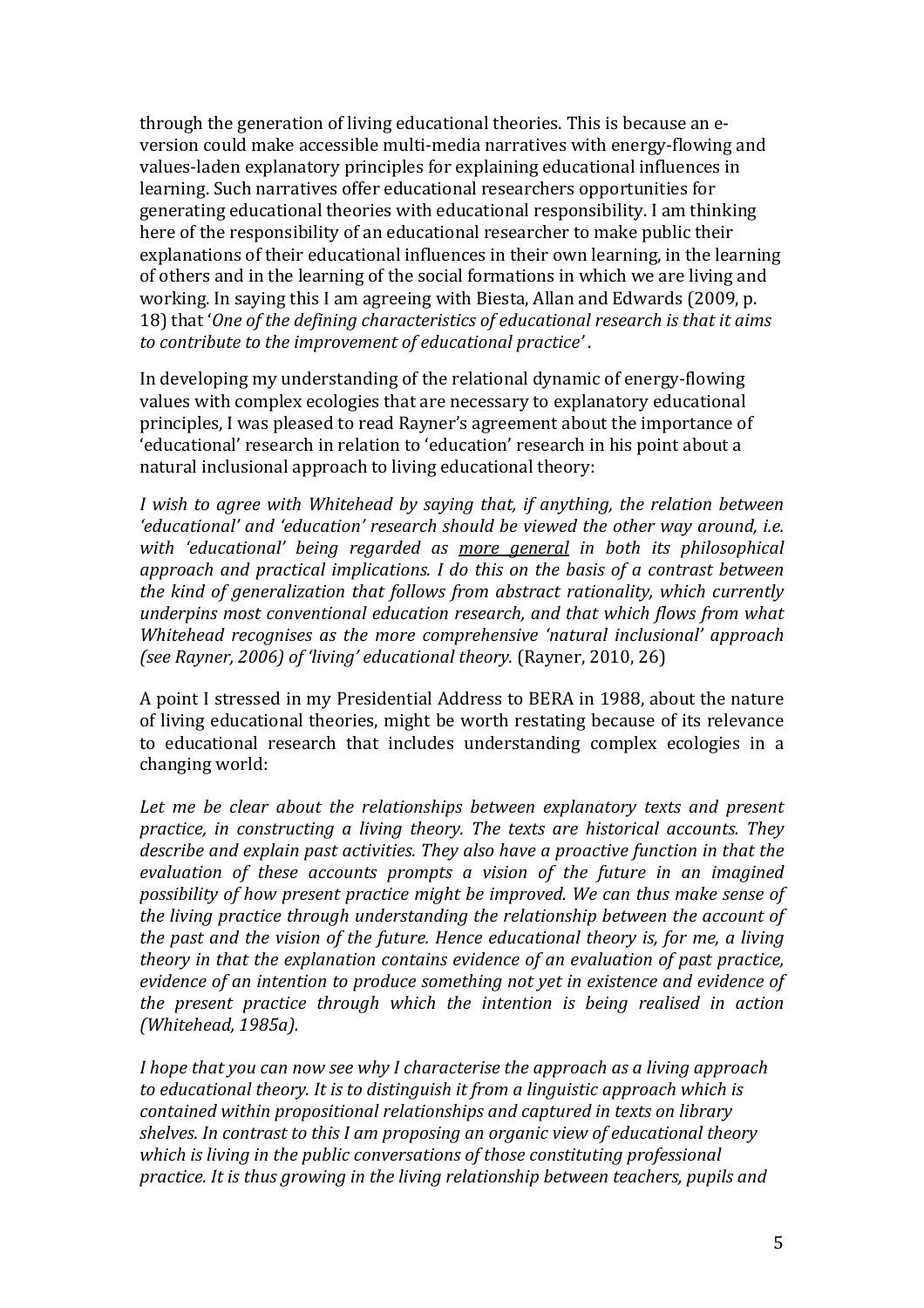through the generation of living educational theories. This is because an e-version could make accessible multi-media narratives with energy-flowing and values-laden explanatory principles for explaining educational influences in learning. Such narratives offer educational researchers opportunities for generating educational theories with educational responsibility. I am thinking here of the responsibility of an educational researcher to make public their explanations of their educational influences in their own learning, in the learning of others and in the learning of the social formations in which we are living and working. In saying this I am agreeing with Biesta, Allan and Edwards (2009, p. 18) that '*One of the defining characteristics of educational research is that it aims to contribute to the improvement of educational practice*' .

In developing my understanding of the relational dynamic of energy-flowing values with complex ecologies that are necessary to explanatory educational principles, I was pleased to read Rayner's agreement about the importance of 'educational' research in relation to 'education' research in his point about a natural inclusional approach to living educational theory:

*I wish to agree with Whitehead by saying that, if anything, the relation between 'educational' and 'education' research should be viewed the other way around, i.e. with 'educational' being regarded as <u>more general</u> in both its philosophical approach and practical implications. I do this on the basis of a contrast between the kind of generalization that follows from abstract rationality, which currently underpins most conventional education research, and that which flows from what Whitehead recognises as the more comprehensive 'natural inclusional' approach (see Rayner, 2006) of 'living' educational theory.* (Rayner, 2010, 26)

A point I stressed in my Presidential Address to BERA in 1988, about the nature of living educational theories, might be worth restating because of its relevance to educational research that includes understanding complex ecologies in a changing world:

*Let me be clear about the relationships between explanatory texts and present practice, in constructing a living theory. The texts are historical accounts. They describe and explain past activities. They also have a proactive function in that the evaluation of these accounts prompts a vision of the future in an imagined possibility of how present practice might be improved. We can thus make sense of the living practice through understanding the relationship between the account of the past and the vision of the future. Hence educational theory is, for me, a living theory in that the explanation contains evidence of an evaluation of past practice, evidence of an intention to produce something not yet in existence and evidence of the present practice through which the intention is being realised in action (Whitehead, 1985a).*

*I hope that you can now see why I characterise the approach as a living approach to educational theory. It is to distinguish it from a linguistic approach which is contained within propositional relationships and captured in texts on library shelves. In contrast to this I am proposing an organic view of educational theory which is living in the public conversations of those constituting professional practice. It is thus growing in the living relationship between teachers, pupils and*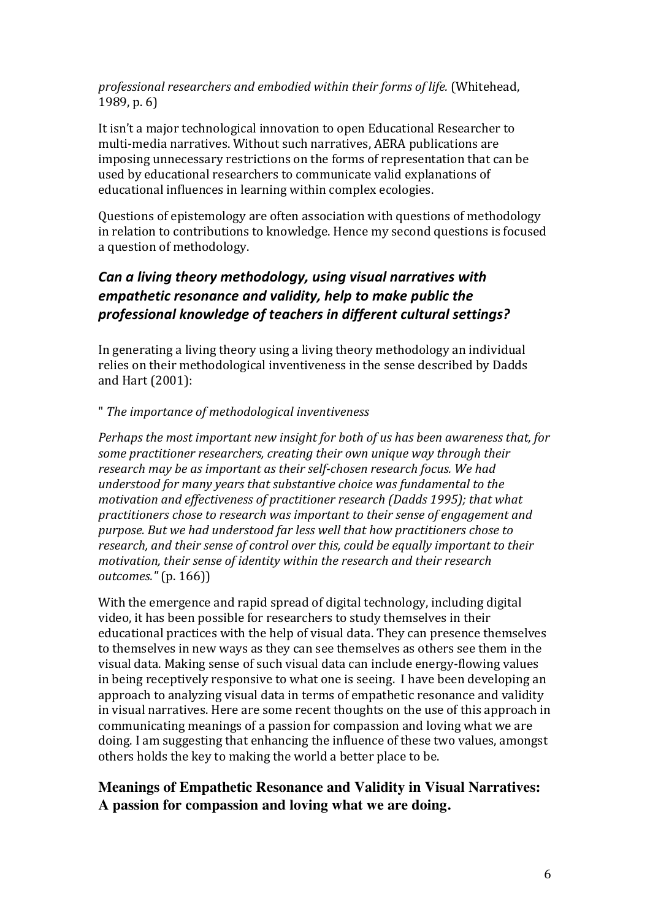*professional researchers and embodied within their forms of life.* (Whitehead, 1989, p. 6)

It isn't a major technological innovation to open Educational Researcher to multi-media narratives. Without such narratives, AERA publications are imposing unnecessary restrictions on the forms of representation that can be used by educational researchers to communicate valid explanations of educational influences in learning within complex ecologies.

Questions of epistemology are often association with questions of methodology in relation to contributions to knowledge. Hence my second questions is focused a question of methodology.

### *Can a living theory methodology, using visual narratives with empathetic resonance and validity, help to make public the professional knowledge of teachers in different cultural settings?*

In generating a living theory using a living theory methodology an individual relies on their methodological inventiveness in the sense described by Dadds and Hart (2001):

" *The importance of methodological inventiveness*

*Perhaps the most important new insight for both of us has been awareness that, for some practitioner researchers, creating their own unique way through their research may be as important as their self-chosen research focus. We had understood for many years that substantive choice was fundamental to the motivation and effectiveness of practitioner research (Dadds 1995); that what practitioners chose to research was important to their sense of engagement and purpose. But we had understood far less well that how practitioners chose to research, and their sense of control over this, could be equally important to their motivation, their sense of identity within the research and their research outcomes."* (p. 166))

With the emergence and rapid spread of digital technology, including digital video, it has been possible for researchers to study themselves in their educational practices with the help of visual data. They can presence themselves to themselves in new ways as they can see themselves as others see them in the visual data. Making sense of such visual data can include energy-flowing values in being receptively responsive to what one is seeing. I have been developing an approach to analyzing visual data in terms of empathetic resonance and validity in visual narratives. Here are some recent thoughts on the use of this approach in communicating meanings of a passion for compassion and loving what we are doing. I am suggesting that enhancing the influence of these two values, amongst others holds the key to making the world a better place to be.

### **Meanings of Empathetic Resonance and Validity in Visual Narratives: A passion for compassion and loving what we are doing.**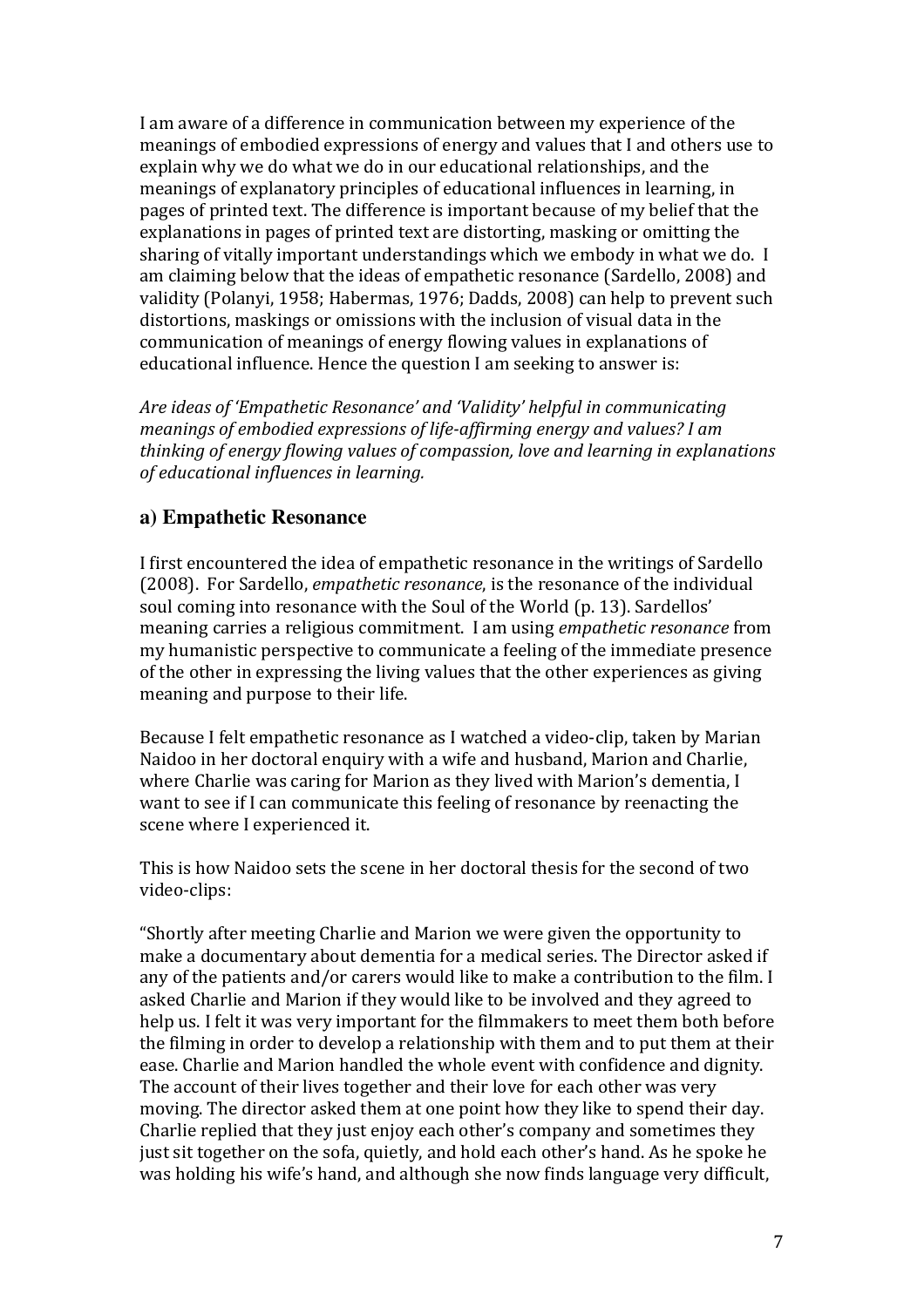I am aware of a difference in communication between my experience of the meanings of embodied expressions of energy and values that I and others use to explain why we do what we do in our educational relationships, and the meanings of explanatory principles of educational influences in learning, in pages of printed text. The difference is important because of my belief that the explanations in pages of printed text are distorting, masking or omitting the sharing of vitally important understandings which we embody in what we do. I am claiming below that the ideas of empathetic resonance (Sardello, 2008) and validity (Polanyi, 1958; Habermas, 1976; Dadds, 2008) can help to prevent such distortions, maskings or omissions with the inclusion of visual data in the communication of meanings of energy flowing values in explanations of educational influence. Hence the question I am seeking to answer is:

*Are ideas of 'Empathetic Resonance' and 'Validity' helpful in communicating meanings of embodied expressions of life-affirming energy and values? I am thinking of energy flowing values of compassion, love and learning in explanations of educational influences in learning.*

## a) Empathetic Resonance

I first encountered the idea of empathetic resonance in the writings of Sardello (2008). For Sardello, *empathetic resonance*, is the resonance of the individual soul coming into resonance with the Soul of the World (p. 13). Sardellos' meaning carries a religious commitment. I am using *empathetic resonance* from my humanistic perspective to communicate a feeling of the immediate presence of the other in expressing the living values that the other experiences as giving meaning and purpose to their life.

Because I felt empathetic resonance as I watched a video-clip, taken by Marian Naidoo in her doctoral enquiry with a wife and husband, Marion and Charlie, where Charlie was caring for Marion as they lived with Marion's dementia, I want to see if I can communicate this feeling of resonance by reenacting the scene where I experienced it.

This is how Naidoo sets the scene in her doctoral thesis for the second of two video-clips:

"Shortly after meeting Charlie and Marion we were given the opportunity to make a documentary about dementia for a medical series. The Director asked if any of the patients and/or carers would like to make a contribution to the film. I asked Charlie and Marion if they would like to be involved and they agreed to help us. I felt it was very important for the filmmakers to meet them both before the filming in order to develop a relationship with them and to put them at their ease. Charlie and Marion handled the whole event with confidence and dignity. The account of their lives together and their love for each other was very moving. The director asked them at one point how they like to spend their day. Charlie replied that they just enjoy each other's company and sometimes they just sit together on the sofa, quietly, and hold each other's hand. As he spoke he was holding his wife's hand, and although she now finds language very difficult,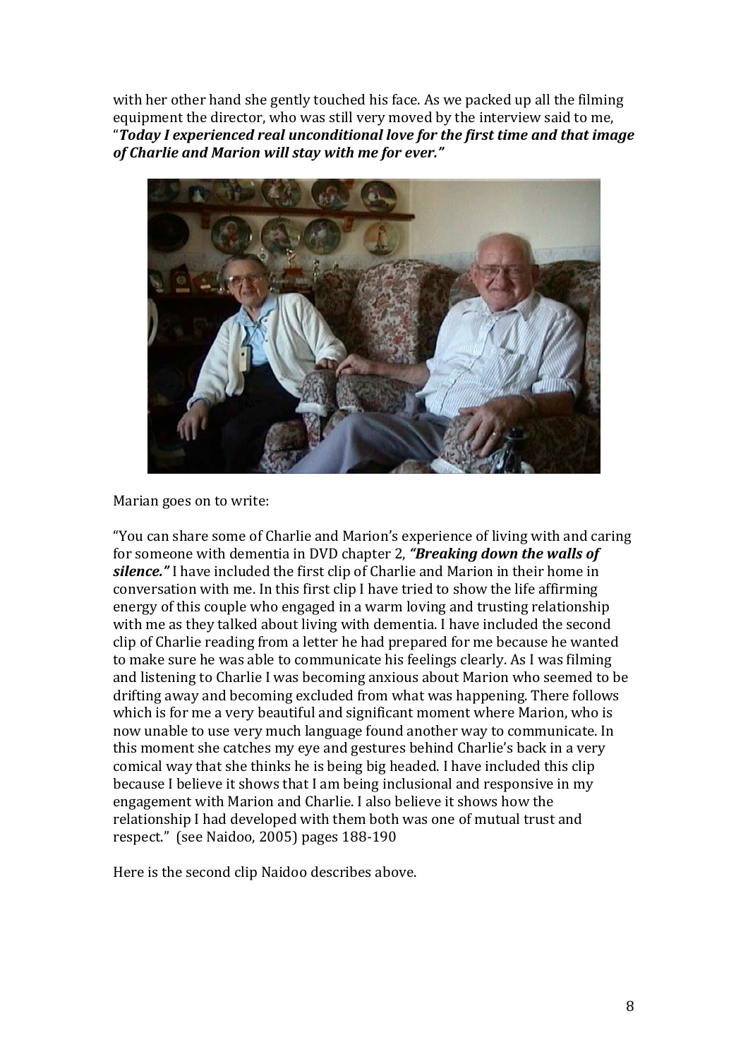with her other hand she gently touched his face. As we packed up all the filming equipment the director, who was still very moved by the interview said to me, "***Today I experienced real unconditional love for the first time and that image of Charlie and Marion will stay with me for ever."***

Marian goes on to write:

"You can share some of Charlie and Marion's experience of living with and caring for someone with dementia in DVD chapter 2, ***"Breaking down the walls of silence."*** I have included the first clip of Charlie and Marion in their home in conversation with me. In this first clip I have tried to show the life affirming energy of this couple who engaged in a warm loving and trusting relationship with me as they talked about living with dementia. I have included the second clip of Charlie reading from a letter he had prepared for me because he wanted to make sure he was able to communicate his feelings clearly. As I was filming and listening to Charlie I was becoming anxious about Marion who seemed to be drifting away and becoming excluded from what was happening. There follows which is for me a very beautiful and significant moment where Marion, who is now unable to use very much language found another way to communicate. In this moment she catches my eye and gestures behind Charlie's back in a very comical way that she thinks he is being big headed. I have included this clip because I believe it shows that I am being inclusional and responsive in my engagement with Marion and Charlie. I also believe it shows how the relationship I had developed with them both was one of mutual trust and respect." (see Naidoo, 2005) pages 188-190

Here is the second clip Naidoo describes above.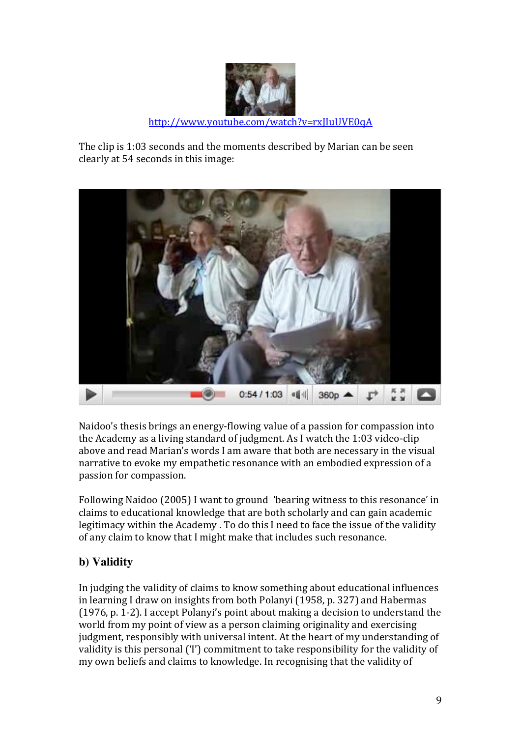http://www.youtube.com/watch?v=rxJIuUVE0qA

The clip is 1:03 seconds and the moments described by Marian can be seen clearly at 54 seconds in this image:

Naidoo's thesis brings an energy-flowing value of a passion for compassion into the Academy as a living standard of judgment. As I watch the 1:03 video-clip above and read Marian's words I am aware that both are necessary in the visual narrative to evoke my empathetic resonance with an embodied expression of a passion for compassion.

Following Naidoo (2005) I want to ground 'bearing witness to this resonance' in claims to educational knowledge that are both scholarly and can gain academic legitimacy within the Academy . To do this I need to face the issue of the validity of any claim to know that I might make that includes such resonance.

## b) Validity

In judging the validity of claims to know something about educational influences in learning I draw on insights from both Polanyi (1958, p. 327) and Habermas (1976, p. 1-2). I accept Polanyi's point about making a decision to understand the world from my point of view as a person claiming originality and exercising judgment, responsibly with universal intent. At the heart of my understanding of validity is this personal ('I') commitment to take responsibility for the validity of my own beliefs and claims to knowledge. In recognising that the validity of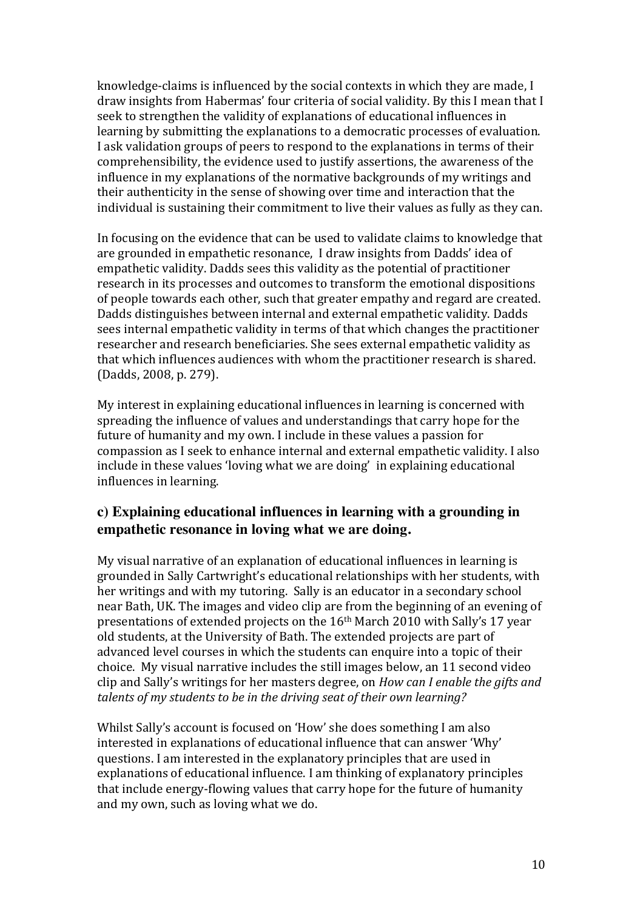knowledge-claims is influenced by the social contexts in which they are made, I draw insights from Habermas' four criteria of social validity. By this I mean that I seek to strengthen the validity of explanations of educational influences in learning by submitting the explanations to a democratic processes of evaluation. I ask validation groups of peers to respond to the explanations in terms of their comprehensibility, the evidence used to justify assertions, the awareness of the influence in my explanations of the normative backgrounds of my writings and their authenticity in the sense of showing over time and interaction that the individual is sustaining their commitment to live their values as fully as they can.

In focusing on the evidence that can be used to validate claims to knowledge that are grounded in empathetic resonance, I draw insights from Dadds' idea of empathetic validity. Dadds sees this validity as the potential of practitioner research in its processes and outcomes to transform the emotional dispositions of people towards each other, such that greater empathy and regard are created. Dadds distinguishes between internal and external empathetic validity. Dadds sees internal empathetic validity in terms of that which changes the practitioner researcher and research beneficiaries. She sees external empathetic validity as that which influences audiences with whom the practitioner research is shared. (Dadds, 2008, p. 279).

My interest in explaining educational influences in learning is concerned with spreading the influence of values and understandings that carry hope for the future of humanity and my own. I include in these values a passion for compassion as I seek to enhance internal and external empathetic validity. I also include in these values 'loving what we are doing' in explaining educational influences in learning.

### c) Explaining educational influences in learning with a grounding in empathetic resonance in loving what we are doing.

My visual narrative of an explanation of educational influences in learning is grounded in Sally Cartwright's educational relationships with her students, with her writings and with my tutoring. Sally is an educator in a secondary school near Bath, UK. The images and video clip are from the beginning of an evening of presentations of extended projects on the 16th March 2010 with Sally's 17 year old students, at the University of Bath. The extended projects are part of advanced level courses in which the students can enquire into a topic of their choice. My visual narrative includes the still images below, an 11 second video clip and Sally's writings for her masters degree, on *How can I enable the gifts and talents of my students to be in the driving seat of their own learning?*

Whilst Sally's account is focused on 'How' she does something I am also interested in explanations of educational influence that can answer 'Why' questions. I am interested in the explanatory principles that are used in explanations of educational influence. I am thinking of explanatory principles that include energy-flowing values that carry hope for the future of humanity and my own, such as loving what we do.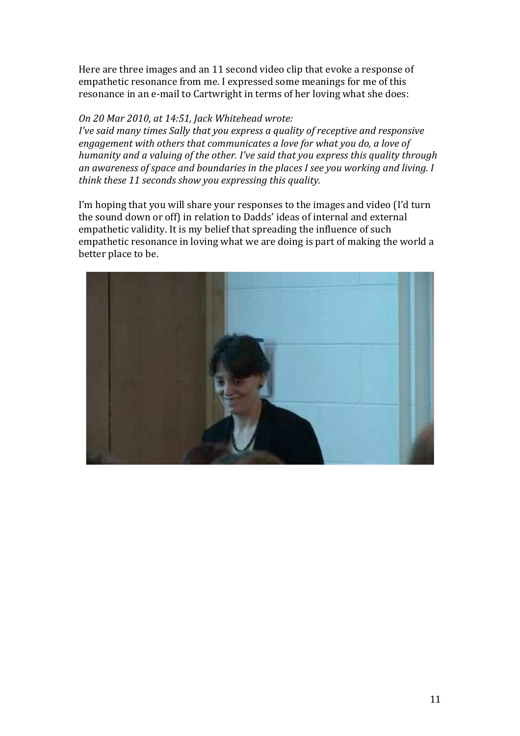Here are three images and an 11 second video clip that evoke a response of empathetic resonance from me. I expressed some meanings for me of this resonance in an e-mail to Cartwright in terms of her loving what she does:

*On 20 Mar 2010, at 14:51, Jack Whitehead wrote:*
*I've said many times Sally that you express a quality of receptive and responsive engagement with others that communicates a love for what you do, a love of humanity and a valuing of the other. I've said that you express this quality through an awareness of space and boundaries in the places I see you working and living. I think these 11 seconds show you expressing this quality.*

I'm hoping that you will share your responses to the images and video (I'd turn the sound down or off) in relation to Dadds' ideas of internal and external empathetic validity. It is my belief that spreading the influence of such empathetic resonance in loving what we are doing is part of making the world a better place to be.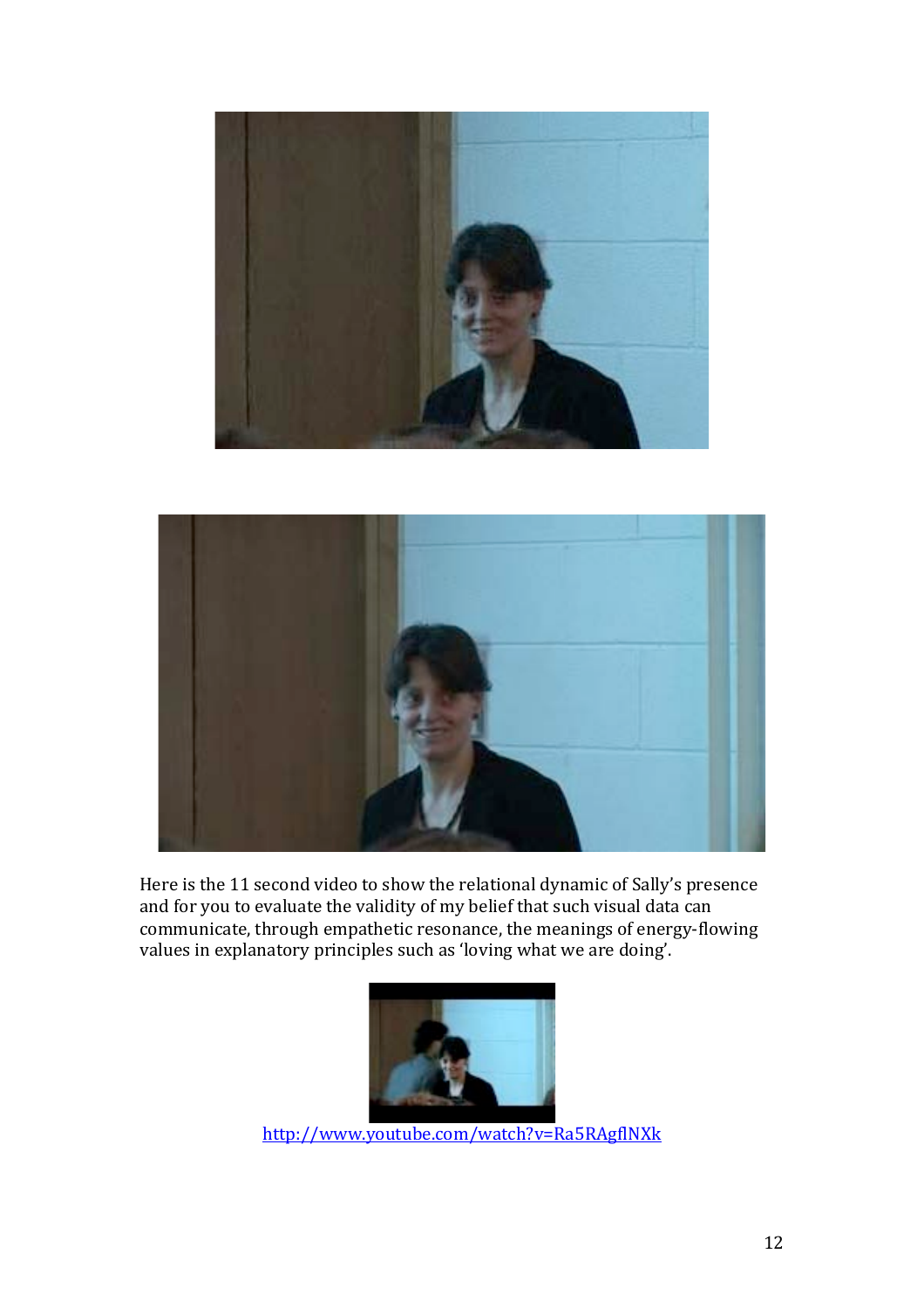Here is the 11 second video to show the relational dynamic of Sally's presence and for you to evaluate the validity of my belief that such visual data can communicate, through empathetic resonance, the meanings of energy-flowing values in explanatory principles such as 'loving what we are doing'.

http://www.youtube.com/watch?v=Ra5RAgflNXk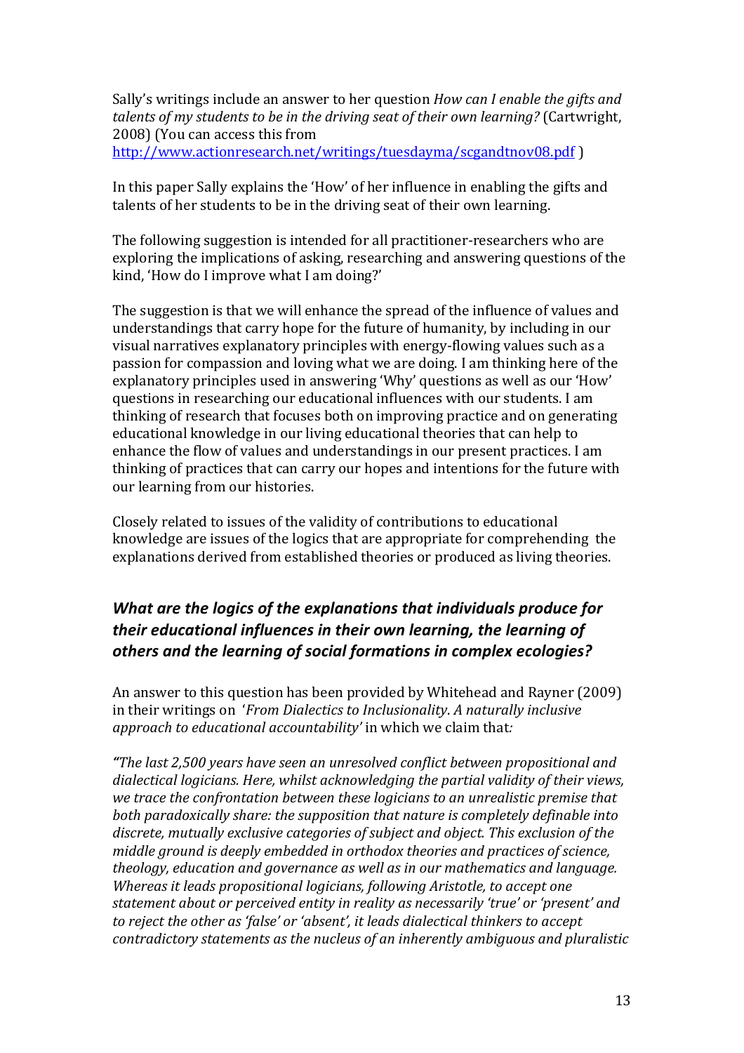Sally's writings include an answer to her question *How can I enable the gifts and talents of my students to be in the driving seat of their own learning?* (Cartwright, 2008) (You can access this from http://www.actionresearch.net/writings/tuesdayma/scgandtnov08.pdf )

In this paper Sally explains the 'How' of her influence in enabling the gifts and talents of her students to be in the driving seat of their own learning.

The following suggestion is intended for all practitioner-researchers who are exploring the implications of asking, researching and answering questions of the kind, 'How do I improve what I am doing?'

The suggestion is that we will enhance the spread of the influence of values and understandings that carry hope for the future of humanity, by including in our visual narratives explanatory principles with energy-flowing values such as a passion for compassion and loving what we are doing. I am thinking here of the explanatory principles used in answering 'Why' questions as well as our 'How' questions in researching our educational influences with our students. I am thinking of research that focuses both on improving practice and on generating educational knowledge in our living educational theories that can help to enhance the flow of values and understandings in our present practices. I am thinking of practices that can carry our hopes and intentions for the future with our learning from our histories.

Closely related to issues of the validity of contributions to educational knowledge are issues of the logics that are appropriate for comprehending the explanations derived from established theories or produced as living theories.

### *What are the logics of the explanations that individuals produce for their educational influences in their own learning, the learning of others and the learning of social formations in complex ecologies?*

An answer to this question has been provided by Whitehead and Rayner (2009) in their writings on '*From Dialectics to Inclusionality*. *A naturally inclusive approach to educational accountability'* in which we claim that*:*

*"The last 2,500 years have seen an unresolved conflict between propositional and dialectical logicians. Here, whilst acknowledging the partial validity of their views, we trace the confrontation between these logicians to an unrealistic premise that both paradoxically share: the supposition that nature is completely definable into discrete, mutually exclusive categories of subject and object. This exclusion of the middle ground is deeply embedded in orthodox theories and practices of science, theology, education and governance as well as in our mathematics and language. Whereas it leads propositional logicians, following Aristotle, to accept one statement about or perceived entity in reality as necessarily 'true' or 'present' and to reject the other as 'false' or 'absent', it leads dialectical thinkers to accept contradictory statements as the nucleus of an inherently ambiguous and pluralistic*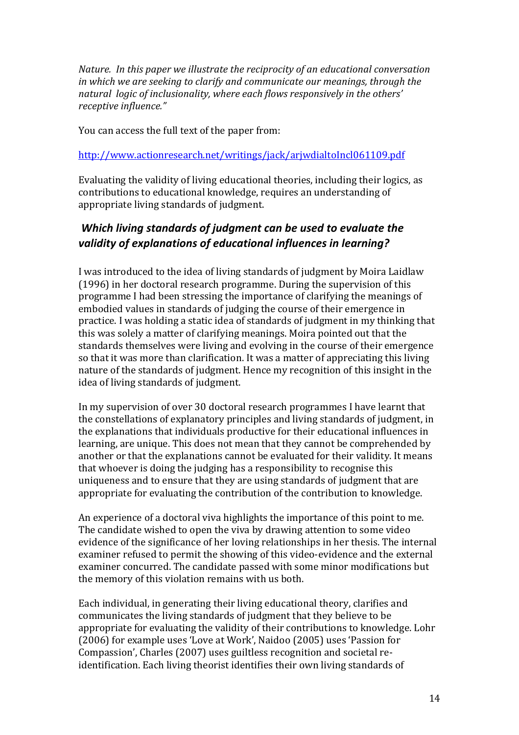*Nature. In this paper we illustrate the reciprocity of an educational conversation in which we are seeking to clarify and communicate our meanings, through the natural logic of inclusionality, where each flows responsively in the others' receptive influence."*

You can access the full text of the paper from:

http://www.actionresearch.net/writings/jack/arjwdialtoIncl061109.pdf

Evaluating the validity of living educational theories, including their logics, as contributions to educational knowledge, requires an understanding of appropriate living standards of judgment.

### *Which living standards of judgment can be used to evaluate the validity of explanations of educational influences in learning?*

I was introduced to the idea of living standards of judgment by Moira Laidlaw (1996) in her doctoral research programme. During the supervision of this programme I had been stressing the importance of clarifying the meanings of embodied values in standards of judging the course of their emergence in practice. I was holding a static idea of standards of judgment in my thinking that this was solely a matter of clarifying meanings. Moira pointed out that the standards themselves were living and evolving in the course of their emergence so that it was more than clarification. It was a matter of appreciating this living nature of the standards of judgment. Hence my recognition of this insight in the idea of living standards of judgment.

In my supervision of over 30 doctoral research programmes I have learnt that the constellations of explanatory principles and living standards of judgment, in the explanations that individuals productive for their educational influences in learning, are unique. This does not mean that they cannot be comprehended by another or that the explanations cannot be evaluated for their validity. It means that whoever is doing the judging has a responsibility to recognise this uniqueness and to ensure that they are using standards of judgment that are appropriate for evaluating the contribution of the contribution to knowledge.

An experience of a doctoral viva highlights the importance of this point to me. The candidate wished to open the viva by drawing attention to some video evidence of the significance of her loving relationships in her thesis. The internal examiner refused to permit the showing of this video-evidence and the external examiner concurred. The candidate passed with some minor modifications but the memory of this violation remains with us both.

Each individual, in generating their living educational theory, clarifies and communicates the living standards of judgment that they believe to be appropriate for evaluating the validity of their contributions to knowledge. Lohr (2006) for example uses 'Love at Work', Naidoo (2005) uses 'Passion for Compassion', Charles (2007) uses guiltless recognition and societal re-identification. Each living theorist identifies their own living standards of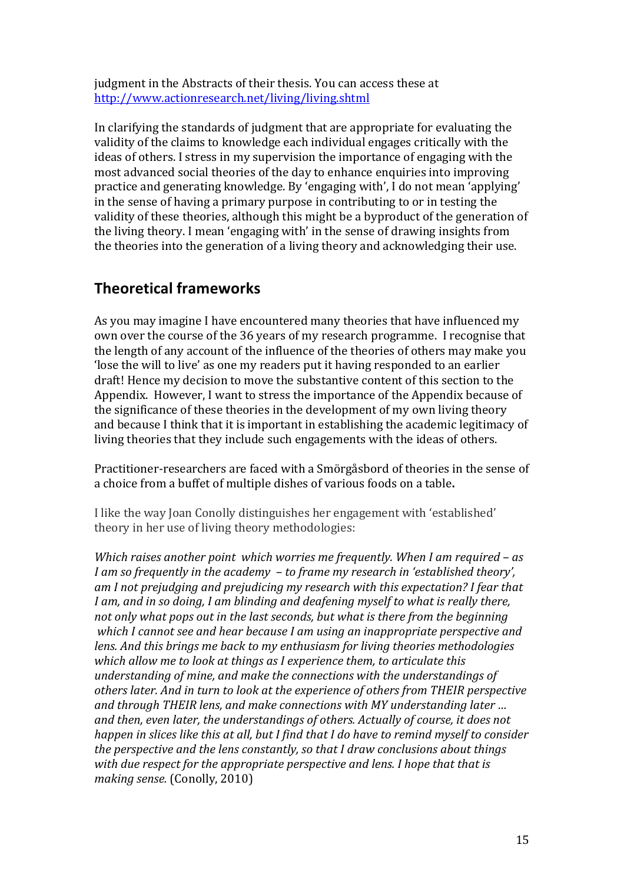judgment in the Abstracts of their thesis. You can access these at http://www.actionresearch.net/living/living.shtml

In clarifying the standards of judgment that are appropriate for evaluating the validity of the claims to knowledge each individual engages critically with the ideas of others. I stress in my supervision the importance of engaging with the most advanced social theories of the day to enhance enquiries into improving practice and generating knowledge. By 'engaging with', I do not mean 'applying' in the sense of having a primary purpose in contributing to or in testing the validity of these theories, although this might be a byproduct of the generation of the living theory. I mean 'engaging with' in the sense of drawing insights from the theories into the generation of a living theory and acknowledging their use.

## Theoretical frameworks

As you may imagine I have encountered many theories that have influenced my own over the course of the 36 years of my research programme. I recognise that the length of any account of the influence of the theories of others may make you 'lose the will to live' as one my readers put it having responded to an earlier draft! Hence my decision to move the substantive content of this section to the Appendix. However, I want to stress the importance of the Appendix because of the significance of these theories in the development of my own living theory and because I think that it is important in establishing the academic legitimacy of living theories that they include such engagements with the ideas of others.

Practitioner-researchers are faced with a Smörgåsbord of theories in the sense of a choice from a buffet of multiple dishes of various foods on a table**.**

I like the way Joan Conolly distinguishes her engagement with 'established' theory in her use of living theory methodologies:

*Which raises another point which worries me frequently. When I am required – as I am so frequently in the academy – to frame my research in 'established theory', am I not prejudging and prejudicing my research with this expectation? I fear that I am, and in so doing, I am blinding and deafening myself to what is really there, not only what pops out in the last seconds, but what is there from the beginning which I cannot see and hear because I am using an inappropriate perspective and lens. And this brings me back to my enthusiasm for living theories methodologies which allow me to look at things as I experience them, to articulate this understanding of mine, and make the connections with the understandings of others later. And in turn to look at the experience of others from THEIR perspective and through THEIR lens, and make connections with MY understanding later … and then, even later, the understandings of others. Actually of course, it does not happen in slices like this at all, but I find that I do have to remind myself to consider the perspective and the lens constantly, so that I draw conclusions about things with due respect for the appropriate perspective and lens. I hope that that is making sense.* (Conolly, 2010)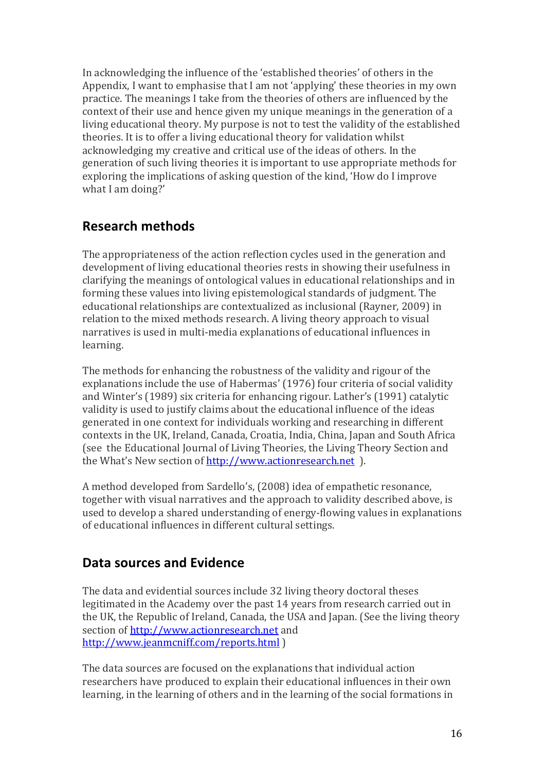In acknowledging the influence of the 'established theories' of others in the Appendix, I want to emphasise that I am not 'applying' these theories in my own practice. The meanings I take from the theories of others are influenced by the context of their use and hence given my unique meanings in the generation of a living educational theory. My purpose is not to test the validity of the established theories. It is to offer a living educational theory for validation whilst acknowledging my creative and critical use of the ideas of others. In the generation of such living theories it is important to use appropriate methods for exploring the implications of asking question of the kind, 'How do I improve what I am doing?'

## Research methods

The appropriateness of the action reflection cycles used in the generation and development of living educational theories rests in showing their usefulness in clarifying the meanings of ontological values in educational relationships and in forming these values into living epistemological standards of judgment. The educational relationships are contextualized as inclusional (Rayner, 2009) in relation to the mixed methods research. A living theory approach to visual narratives is used in multi-media explanations of educational influences in learning.

The methods for enhancing the robustness of the validity and rigour of the explanations include the use of Habermas' (1976) four criteria of social validity and Winter's (1989) six criteria for enhancing rigour. Lather's (1991) catalytic validity is used to justify claims about the educational influence of the ideas generated in one context for individuals working and researching in different contexts in the UK, Ireland, Canada, Croatia, India, China, Japan and South Africa (see the Educational Journal of Living Theories, the Living Theory Section and the What's New section of http://www.actionresearch.net ).

A method developed from Sardello's, (2008) idea of empathetic resonance, together with visual narratives and the approach to validity described above, is used to develop a shared understanding of energy-flowing values in explanations of educational influences in different cultural settings.

## Data sources and Evidence

The data and evidential sources include 32 living theory doctoral theses legitimated in the Academy over the past 14 years from research carried out in the UK, the Republic of Ireland, Canada, the USA and Japan. (See the living theory section of http://www.actionresearch.net and http://www.jeanmcniff.com/reports.html )

The data sources are focused on the explanations that individual action researchers have produced to explain their educational influences in their own learning, in the learning of others and in the learning of the social formations in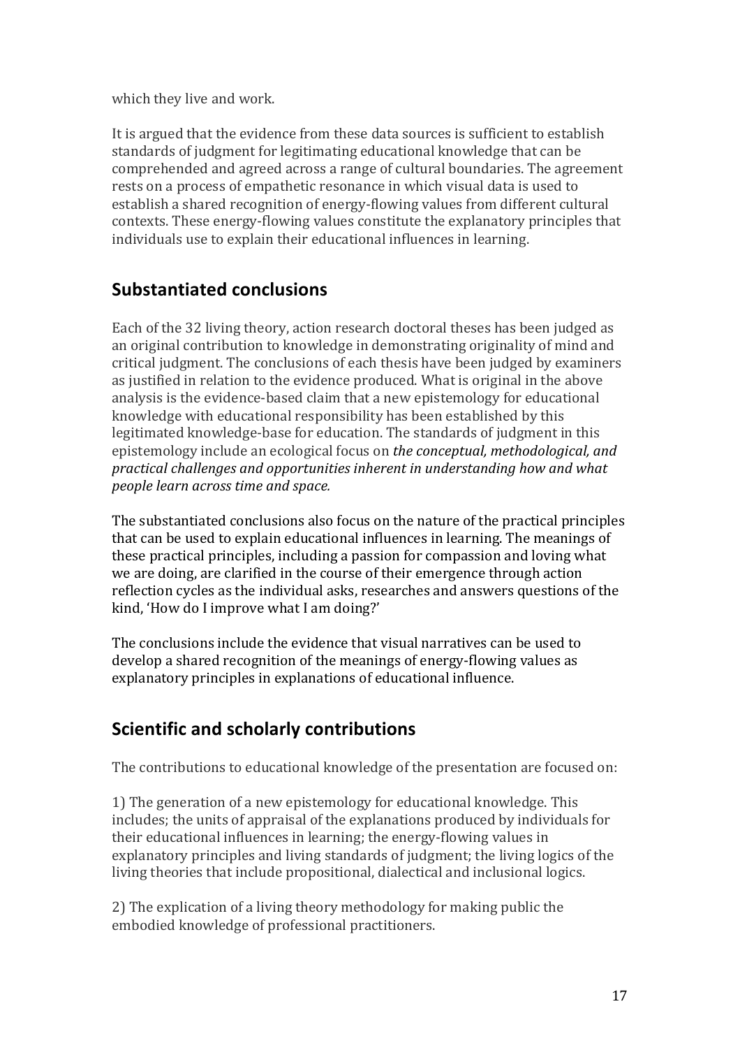which they live and work.

It is argued that the evidence from these data sources is sufficient to establish standards of judgment for legitimating educational knowledge that can be comprehended and agreed across a range of cultural boundaries. The agreement rests on a process of empathetic resonance in which visual data is used to establish a shared recognition of energy-flowing values from different cultural contexts. These energy-flowing values constitute the explanatory principles that individuals use to explain their educational influences in learning.

## Substantiated conclusions

Each of the 32 living theory, action research doctoral theses has been judged as an original contribution to knowledge in demonstrating originality of mind and critical judgment. The conclusions of each thesis have been judged by examiners as justified in relation to the evidence produced. What is original in the above analysis is the evidence-based claim that a new epistemology for educational knowledge with educational responsibility has been established by this legitimated knowledge-base for education. The standards of judgment in this epistemology include an ecological focus on *the conceptual, methodological, and practical challenges and opportunities inherent in understanding how and what people learn across time and space.*

The substantiated conclusions also focus on the nature of the practical principles that can be used to explain educational influences in learning. The meanings of these practical principles, including a passion for compassion and loving what we are doing, are clarified in the course of their emergence through action reflection cycles as the individual asks, researches and answers questions of the kind, 'How do I improve what I am doing?'

The conclusions include the evidence that visual narratives can be used to develop a shared recognition of the meanings of energy-flowing values as explanatory principles in explanations of educational influence.

## Scientific and scholarly contributions

The contributions to educational knowledge of the presentation are focused on:

1) The generation of a new epistemology for educational knowledge. This includes; the units of appraisal of the explanations produced by individuals for their educational influences in learning; the energy-flowing values in explanatory principles and living standards of judgment; the living logics of the living theories that include propositional, dialectical and inclusional logics.

2) The explication of a living theory methodology for making public the embodied knowledge of professional practitioners.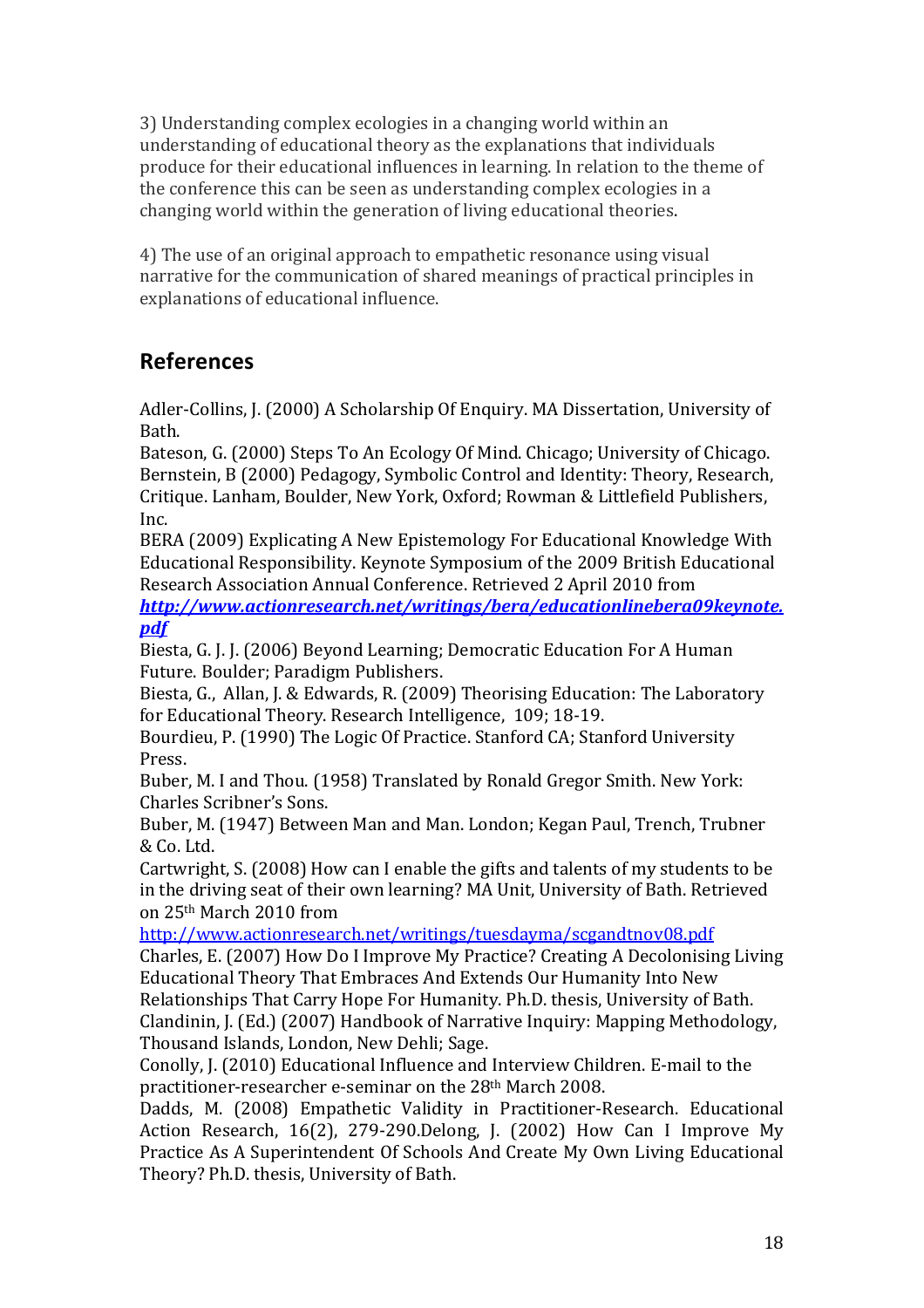3) Understanding complex ecologies in a changing world within an understanding of educational theory as the explanations that individuals produce for their educational influences in learning. In relation to the theme of the conference this can be seen as understanding complex ecologies in a changing world within the generation of living educational theories.

4) The use of an original approach to empathetic resonance using visual narrative for the communication of shared meanings of practical principles in explanations of educational influence.

## References

Adler-Collins, J. (2000) A Scholarship Of Enquiry. MA Dissertation, University of Bath.

Bateson, G. (2000) Steps To An Ecology Of Mind. Chicago; University of Chicago.

Bernstein, B (2000) Pedagogy, Symbolic Control and Identity: Theory, Research, Critique. Lanham, Boulder, New York, Oxford; Rowman & Littlefield Publishers, Inc.

BERA (2009) Explicating A New Epistemology For Educational Knowledge With Educational Responsibility. Keynote Symposium of the 2009 British Educational Research Association Annual Conference. Retrieved 2 April 2010 from ***http://www.actionresearch.net/writings/bera/educationlinebera09keynote.pdf***

Biesta, G. J. J. (2006) Beyond Learning; Democratic Education For A Human Future. Boulder; Paradigm Publishers.

Biesta, G., Allan, J. & Edwards, R. (2009) Theorising Education: The Laboratory for Educational Theory. Research Intelligence, 109; 18-19.

Bourdieu, P. (1990) The Logic Of Practice. Stanford CA; Stanford University Press.

Buber, M. I and Thou. (1958) Translated by Ronald Gregor Smith. New York: Charles Scribner's Sons.

Buber, M. (1947) Between Man and Man. London; Kegan Paul, Trench, Trubner & Co. Ltd.

Cartwright, S. (2008) How can I enable the gifts and talents of my students to be in the driving seat of their own learning? MA Unit, University of Bath. Retrieved on 25th March 2010 from http://www.actionresearch.net/writings/tuesdayma/scgandtnov08.pdf

Charles, E. (2007) How Do I Improve My Practice? Creating A Decolonising Living Educational Theory That Embraces And Extends Our Humanity Into New Relationships That Carry Hope For Humanity. Ph.D. thesis, University of Bath.

Clandinin, J. (Ed.) (2007) Handbook of Narrative Inquiry: Mapping Methodology, Thousand Islands, London, New Dehli; Sage.

Conolly, J. (2010) Educational Influence and Interview Children. E-mail to the practitioner-researcher e-seminar on the 28th March 2008.

Dadds, M. (2008) Empathetic Validity in Practitioner-Research. Educational Action Research, 16(2), 279-290.Delong, J. (2002) How Can I Improve My Practice As A Superintendent Of Schools And Create My Own Living Educational Theory? Ph.D. thesis, University of Bath.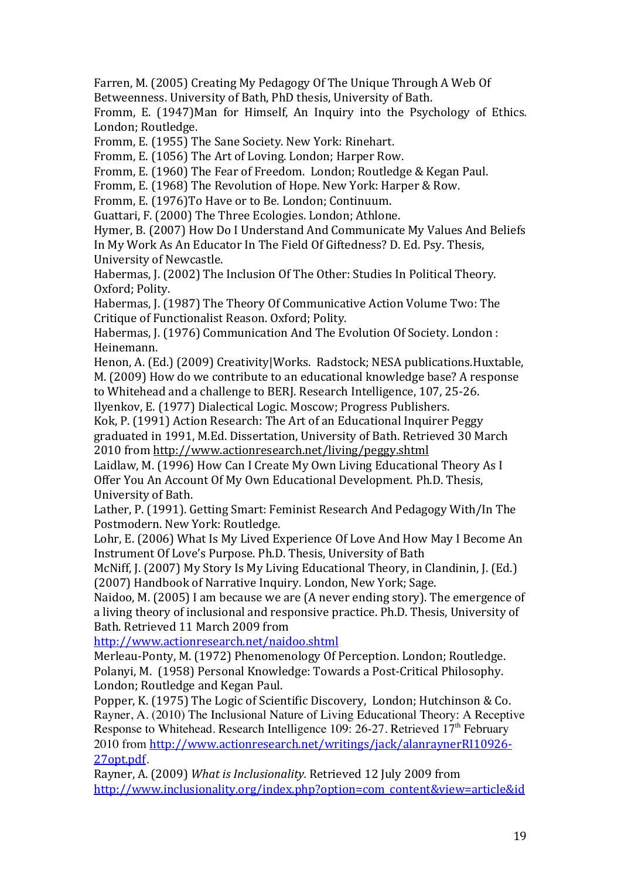Farren, M. (2005) Creating My Pedagogy Of The Unique Through A Web Of Betweenness. University of Bath, PhD thesis, University of Bath.

Fromm, E. (1947)Man for Himself, An Inquiry into the Psychology of Ethics. London; Routledge.

Fromm, E. (1955) The Sane Society. New York: Rinehart.

Fromm, E. (1056) The Art of Loving. London; Harper Row.

Fromm, E. (1960) The Fear of Freedom. London; Routledge & Kegan Paul.

Fromm, E. (1968) The Revolution of Hope. New York: Harper & Row.

Fromm, E. (1976)To Have or to Be. London; Continuum.

Guattari, F. (2000) The Three Ecologies. London; Athlone.

Hymer, B. (2007) How Do I Understand And Communicate My Values And Beliefs In My Work As An Educator In The Field Of Giftedness? D. Ed. Psy. Thesis, University of Newcastle.

Habermas, J. (2002) The Inclusion Of The Other: Studies In Political Theory. Oxford; Polity.

Habermas, J. (1987) The Theory Of Communicative Action Volume Two: The Critique of Functionalist Reason. Oxford; Polity.

Habermas, J. (1976) Communication And The Evolution Of Society. London : Heinemann.

Henon, A. (Ed.) (2009) Creativity|Works. Radstock; NESA publications.Huxtable, M. (2009) How do we contribute to an educational knowledge base? A response to Whitehead and a challenge to BERJ. Research Intelligence, 107, 25-26.

Ilyenkov, E. (1977) Dialectical Logic. Moscow; Progress Publishers.

Kok, P. (1991) Action Research: The Art of an Educational Inquirer Peggy graduated in 1991, M.Ed. Dissertation, University of Bath. Retrieved 30 March 2010 from http://www.actionresearch.net/living/peggy.shtml

Laidlaw, M. (1996) How Can I Create My Own Living Educational Theory As I Offer You An Account Of My Own Educational Development. Ph.D. Thesis, University of Bath.

Lather, P. (1991). Getting Smart: Feminist Research And Pedagogy With/In The Postmodern. New York: Routledge.

Lohr, E. (2006) What Is My Lived Experience Of Love And How May I Become An Instrument Of Love's Purpose. Ph.D. Thesis, University of Bath

McNiff, J. (2007) My Story Is My Living Educational Theory, in Clandinin, J. (Ed.) (2007) Handbook of Narrative Inquiry. London, New York; Sage.

Naidoo, M. (2005) I am because we are (A never ending story). The emergence of a living theory of inclusional and responsive practice. Ph.D. Thesis, University of Bath. Retrieved 11 March 2009 from http://www.actionresearch.net/naidoo.shtml

Merleau-Ponty, M. (1972) Phenomenology Of Perception. London; Routledge.

Polanyi, M. (1958) Personal Knowledge: Towards a Post-Critical Philosophy. London; Routledge and Kegan Paul.

Popper, K. (1975) The Logic of Scientific Discovery, London; Hutchinson & Co.

Rayner, A. (2010) The Inclusional Nature of Living Educational Theory: A Receptive Response to Whitehead. Research Intelligence 109: 26-27. Retrieved 17th February 2010 from http://www.actionresearch.net/writings/jack/alanraynerRI10926-27opt.pdf.

Rayner, A. (2009) *What is Inclusionality.* Retrieved 12 July 2009 from http://www.inclusionality.org/index.php?option=com_content&view=article&id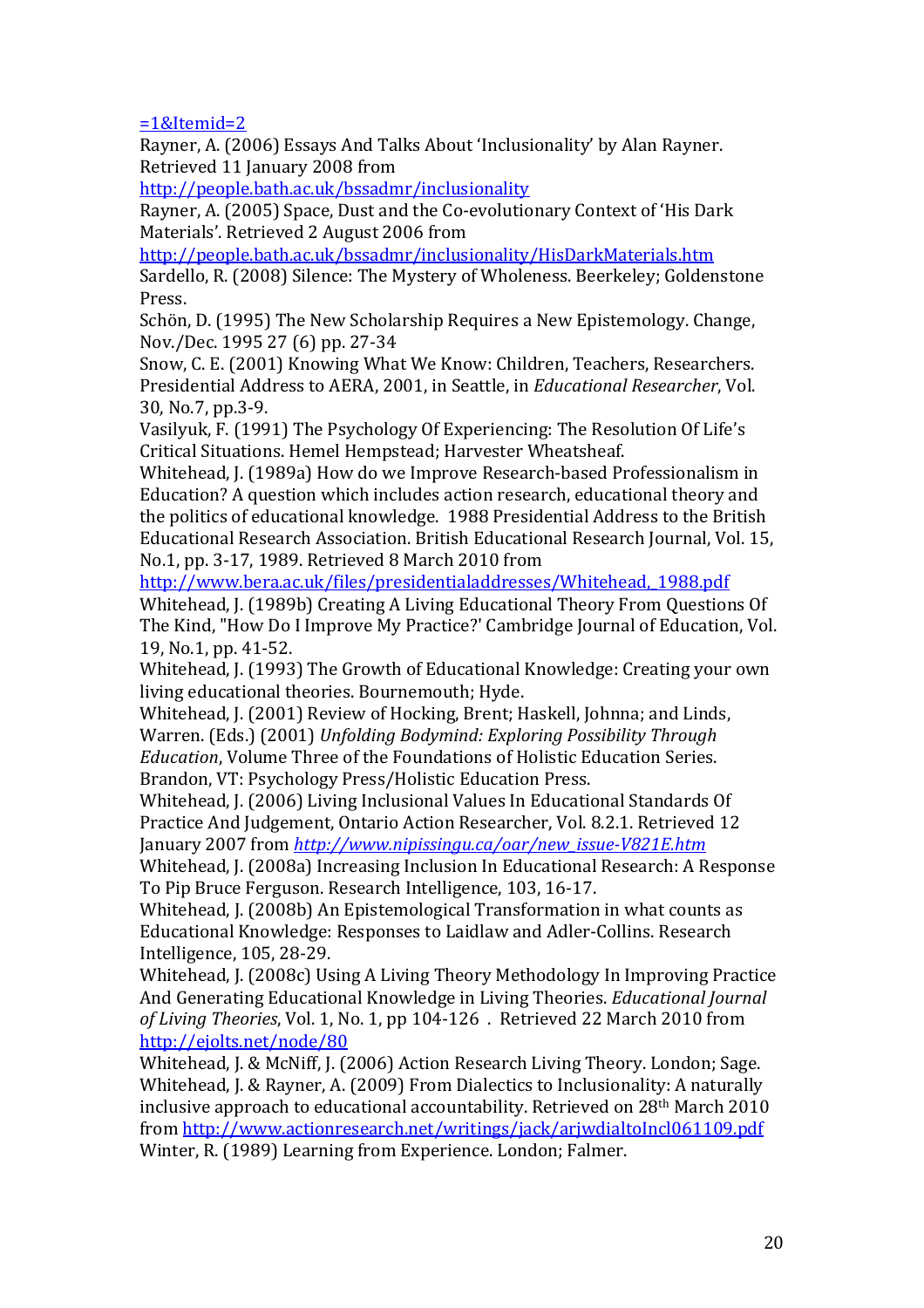=1&Itemid=2

Rayner, A. (2006) Essays And Talks About 'Inclusionality' by Alan Rayner. Retrieved 11 January 2008 from http://people.bath.ac.uk/bssadmr/inclusionality

Rayner, A. (2005) Space, Dust and the Co-evolutionary Context of 'His Dark Materials'. Retrieved 2 August 2006 from http://people.bath.ac.uk/bssadmr/inclusionality/HisDarkMaterials.htm

Sardello, R. (2008) Silence: The Mystery of Wholeness. Beerkeley; Goldenstone Press.

Schön, D. (1995) The New Scholarship Requires a New Epistemology. Change, Nov./Dec. 1995 27 (6) pp. 27-34

Snow, C. E. (2001) Knowing What We Know: Children, Teachers, Researchers. Presidential Address to AERA, 2001, in Seattle, in *Educational Researcher*, Vol. 30, No.7, pp.3-9.

Vasilyuk, F. (1991) The Psychology Of Experiencing: The Resolution Of Life's Critical Situations. Hemel Hempstead; Harvester Wheatsheaf.

Whitehead, J. (1989a) How do we Improve Research-based Professionalism in Education? A question which includes action research, educational theory and the politics of educational knowledge. 1988 Presidential Address to the British Educational Research Association. British Educational Research Journal, Vol. 15, No.1, pp. 3-17, 1989. Retrieved 8 March 2010 from http://www.bera.ac.uk/files/presidentialaddresses/Whitehead, 1988.pdf

Whitehead, J. (1989b) Creating A Living Educational Theory From Questions Of The Kind, "How Do I Improve My Practice?' Cambridge Journal of Education, Vol. 19, No.1, pp. 41-52.

Whitehead, J. (1993) The Growth of Educational Knowledge: Creating your own living educational theories. Bournemouth; Hyde.

Whitehead, J. (2001) Review of Hocking, Brent; Haskell, Johnna; and Linds, Warren. (Eds.) (2001) *Unfolding Bodymind: Exploring Possibility Through Education*, Volume Three of the Foundations of Holistic Education Series. Brandon, VT: Psychology Press/Holistic Education Press.

Whitehead, J. (2006) Living Inclusional Values In Educational Standards Of Practice And Judgement, Ontario Action Researcher, Vol. 8.2.1. Retrieved 12 January 2007 from *http://www.nipissingu.ca/oar/new_issue-V821E.htm*

Whitehead, J. (2008a) Increasing Inclusion In Educational Research: A Response To Pip Bruce Ferguson. Research Intelligence, 103, 16-17.

Whitehead, J. (2008b) An Epistemological Transformation in what counts as Educational Knowledge: Responses to Laidlaw and Adler-Collins. Research Intelligence, 105, 28-29.

Whitehead, J. (2008c) Using A Living Theory Methodology In Improving Practice And Generating Educational Knowledge in Living Theories. *Educational Journal of Living Theories*, Vol. 1, No. 1, pp 104-126 . Retrieved 22 March 2010 from http://ejolts.net/node/80

Whitehead, J. & McNiff, J. (2006) Action Research Living Theory. London; Sage.

Whitehead, J. & Rayner, A. (2009) From Dialectics to Inclusionality: A naturally inclusive approach to educational accountability. Retrieved on 28th March 2010 from http://www.actionresearch.net/writings/jack/arjwdialtoIncl061109.pdf

Winter, R. (1989) Learning from Experience. London; Falmer.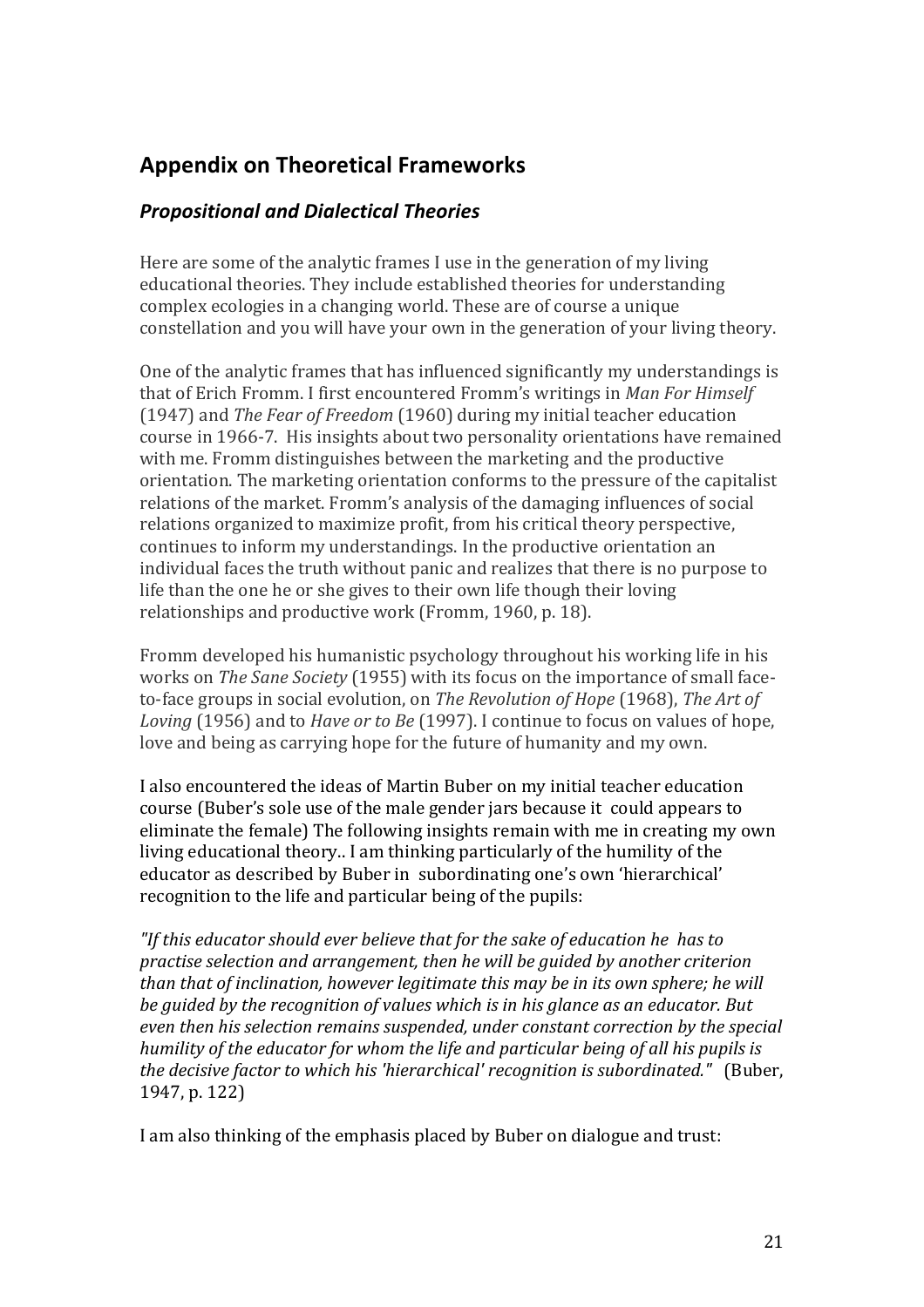## Appendix on Theoretical Frameworks

### *Propositional and Dialectical Theories*

Here are some of the analytic frames I use in the generation of my living educational theories. They include established theories for understanding complex ecologies in a changing world. These are of course a unique constellation and you will have your own in the generation of your living theory.

One of the analytic frames that has influenced significantly my understandings is that of Erich Fromm. I first encountered Fromm's writings in *Man For Himself* (1947) and *The Fear of Freedom* (1960) during my initial teacher education course in 1966-7. His insights about two personality orientations have remained with me. Fromm distinguishes between the marketing and the productive orientation. The marketing orientation conforms to the pressure of the capitalist relations of the market. Fromm's analysis of the damaging influences of social relations organized to maximize profit, from his critical theory perspective, continues to inform my understandings. In the productive orientation an individual faces the truth without panic and realizes that there is no purpose to life than the one he or she gives to their own life though their loving relationships and productive work (Fromm, 1960, p. 18).

Fromm developed his humanistic psychology throughout his working life in his works on *The Sane Society* (1955) with its focus on the importance of small face-to-face groups in social evolution, on *The Revolution of Hope* (1968), *The Art of Loving* (1956) and to *Have or to Be* (1997). I continue to focus on values of hope, love and being as carrying hope for the future of humanity and my own.

I also encountered the ideas of Martin Buber on my initial teacher education course (Buber's sole use of the male gender jars because it could appears to eliminate the female) The following insights remain with me in creating my own living educational theory.. I am thinking particularly of the humility of the educator as described by Buber in subordinating one's own 'hierarchical' recognition to the life and particular being of the pupils:

*"If this educator should ever believe that for the sake of education he has to practise selection and arrangement, then he will be guided by another criterion than that of inclination, however legitimate this may be in its own sphere; he will be guided by the recognition of values which is in his glance as an educator. But even then his selection remains suspended, under constant correction by the special humility of the educator for whom the life and particular being of all his pupils is the decisive factor to which his 'hierarchical' recognition is subordinated."* (Buber, 1947, p. 122)

I am also thinking of the emphasis placed by Buber on dialogue and trust: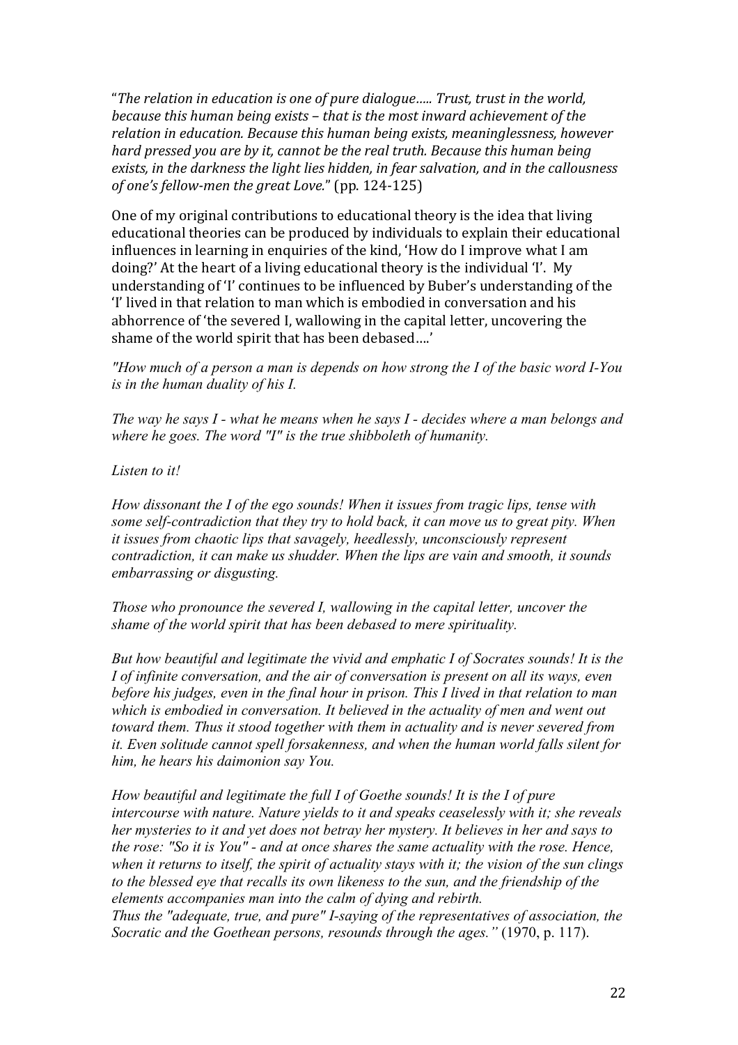"*The relation in education is one of pure dialogue….. Trust, trust in the world, because this human being exists – that is the most inward achievement of the relation in education. Because this human being exists, meaninglessness, however hard pressed you are by it, cannot be the real truth. Because this human being exists, in the darkness the light lies hidden, in fear salvation, and in the callousness of one's fellow-men the great Love.*" (pp. 124-125)

One of my original contributions to educational theory is the idea that living educational theories can be produced by individuals to explain their educational influences in learning in enquiries of the kind, 'How do I improve what I am doing?' At the heart of a living educational theory is the individual 'I'. My understanding of 'I' continues to be influenced by Buber's understanding of the 'I' lived in that relation to man which is embodied in conversation and his abhorrence of 'the severed I, wallowing in the capital letter, uncovering the shame of the world spirit that has been debased….'

*"How much of a person a man is depends on how strong the I of the basic word I-You is in the human duality of his I.*

*The way he says I - what he means when he says I - decides where a man belongs and where he goes. The word "I" is the true shibboleth of humanity.*

*Listen to it!*

*How dissonant the I of the ego sounds! When it issues from tragic lips, tense with some self-contradiction that they try to hold back, it can move us to great pity. When it issues from chaotic lips that savagely, heedlessly, unconsciously represent contradiction, it can make us shudder. When the lips are vain and smooth, it sounds embarrassing or disgusting.*

*Those who pronounce the severed I, wallowing in the capital letter, uncover the shame of the world spirit that has been debased to mere spirituality.*

*But how beautiful and legitimate the vivid and emphatic I of Socrates sounds! It is the I of infinite conversation, and the air of conversation is present on all its ways, even before his judges, even in the final hour in prison. This I lived in that relation to man which is embodied in conversation. It believed in the actuality of men and went out toward them. Thus it stood together with them in actuality and is never severed from it. Even solitude cannot spell forsakenness, and when the human world falls silent for him, he hears his daimonion say You.*

*How beautiful and legitimate the full I of Goethe sounds! It is the I of pure intercourse with nature. Nature yields to it and speaks ceaselessly with it; she reveals her mysteries to it and yet does not betray her mystery. It believes in her and says to the rose: "So it is You" - and at once shares the same actuality with the rose. Hence, when it returns to itself, the spirit of actuality stays with it; the vision of the sun clings to the blessed eye that recalls its own likeness to the sun, and the friendship of the elements accompanies man into the calm of dying and rebirth.*
*Thus the "adequate, true, and pure" I-saying of the representatives of association, the Socratic and the Goethean persons, resounds through the ages."* (1970, p. 117).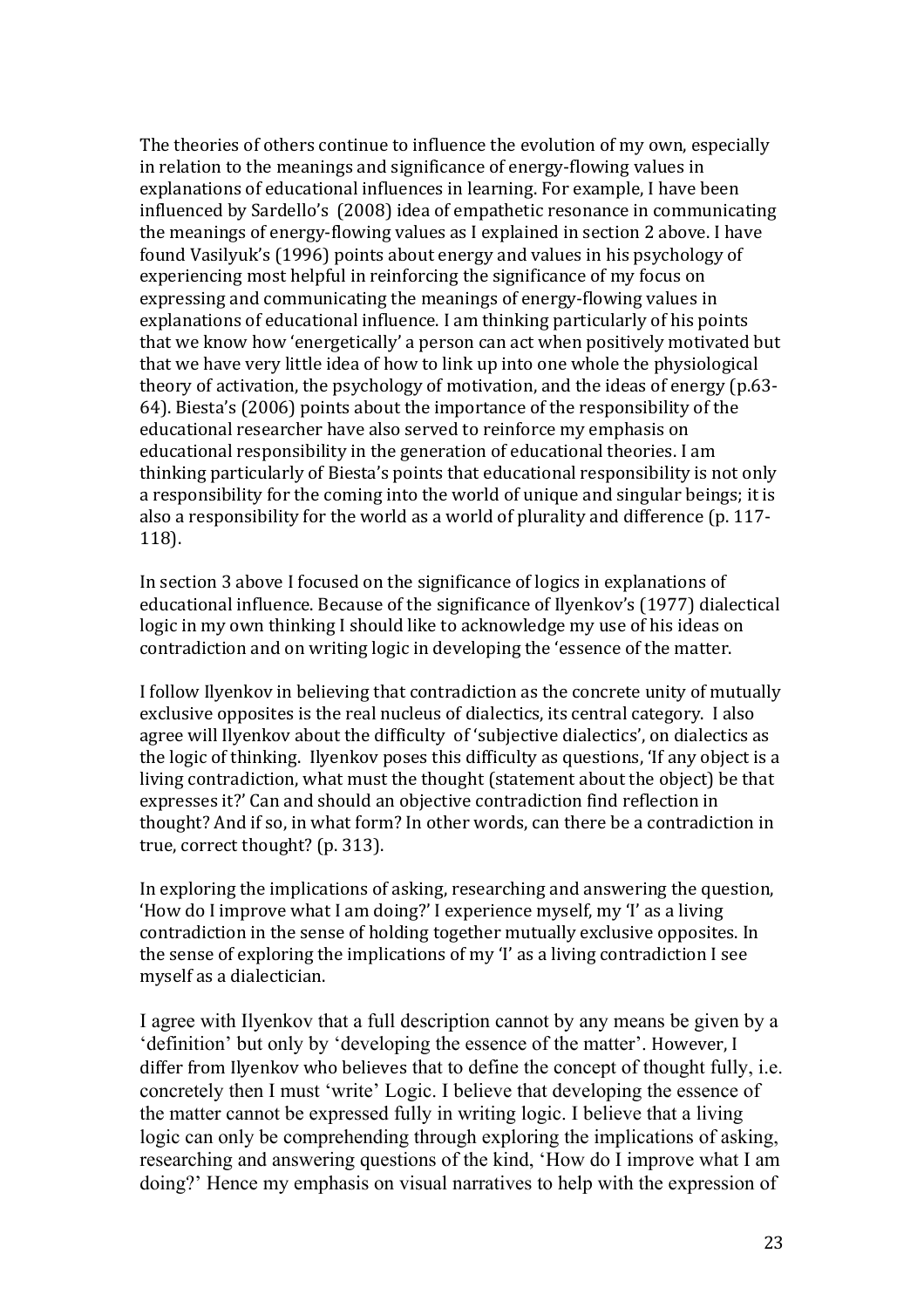The theories of others continue to influence the evolution of my own, especially in relation to the meanings and significance of energy-flowing values in explanations of educational influences in learning. For example, I have been influenced by Sardello's (2008) idea of empathetic resonance in communicating the meanings of energy-flowing values as I explained in section 2 above. I have found Vasilyuk's (1996) points about energy and values in his psychology of experiencing most helpful in reinforcing the significance of my focus on expressing and communicating the meanings of energy-flowing values in explanations of educational influence. I am thinking particularly of his points that we know how 'energetically' a person can act when positively motivated but that we have very little idea of how to link up into one whole the physiological theory of activation, the psychology of motivation, and the ideas of energy (p.63-64). Biesta's (2006) points about the importance of the responsibility of the educational researcher have also served to reinforce my emphasis on educational responsibility in the generation of educational theories. I am thinking particularly of Biesta's points that educational responsibility is not only a responsibility for the coming into the world of unique and singular beings; it is also a responsibility for the world as a world of plurality and difference (p. 117-118).

In section 3 above I focused on the significance of logics in explanations of educational influence. Because of the significance of Ilyenkov's (1977) dialectical logic in my own thinking I should like to acknowledge my use of his ideas on contradiction and on writing logic in developing the 'essence of the matter.

I follow Ilyenkov in believing that contradiction as the concrete unity of mutually exclusive opposites is the real nucleus of dialectics, its central category. I also agree will Ilyenkov about the difficulty of 'subjective dialectics', on dialectics as the logic of thinking. Ilyenkov poses this difficulty as questions, 'If any object is a living contradiction, what must the thought (statement about the object) be that expresses it?' Can and should an objective contradiction find reflection in thought? And if so, in what form? In other words, can there be a contradiction in true, correct thought? (p. 313).

In exploring the implications of asking, researching and answering the question, 'How do I improve what I am doing?' I experience myself, my 'I' as a living contradiction in the sense of holding together mutually exclusive opposites. In the sense of exploring the implications of my 'I' as a living contradiction I see myself as a dialectician.

I agree with Ilyenkov that a full description cannot by any means be given by a 'definition' but only by 'developing the essence of the matter'. However, I differ from Ilyenkov who believes that to define the concept of thought fully, i.e. concretely then I must 'write' Logic. I believe that developing the essence of the matter cannot be expressed fully in writing logic. I believe that a living logic can only be comprehending through exploring the implications of asking, researching and answering questions of the kind, 'How do I improve what I am doing?' Hence my emphasis on visual narratives to help with the expression of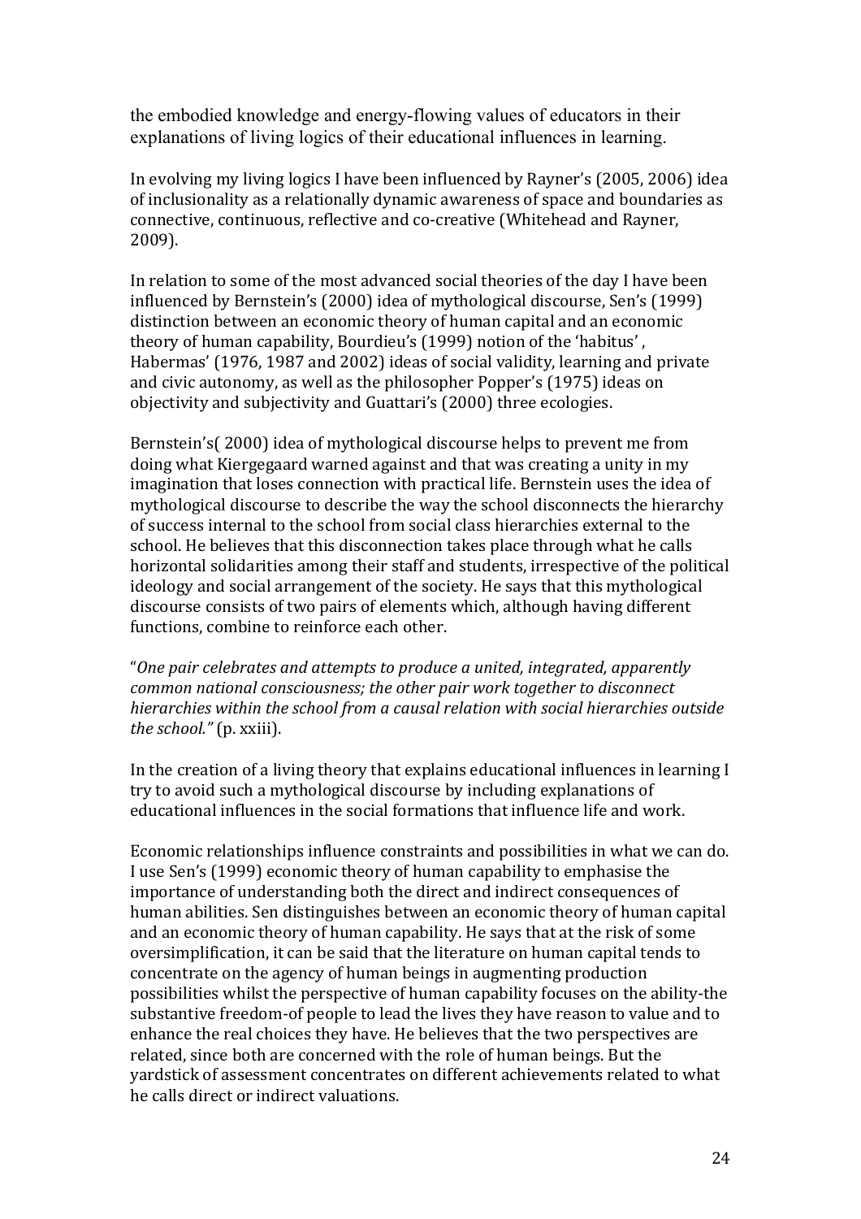the embodied knowledge and energy-flowing values of educators in their explanations of living logics of their educational influences in learning.

In evolving my living logics I have been influenced by Rayner's (2005, 2006) idea of inclusionality as a relationally dynamic awareness of space and boundaries as connective, continuous, reflective and co-creative (Whitehead and Rayner, 2009).

In relation to some of the most advanced social theories of the day I have been influenced by Bernstein's (2000) idea of mythological discourse, Sen's (1999) distinction between an economic theory of human capital and an economic theory of human capability, Bourdieu's (1999) notion of the 'habitus' , Habermas' (1976, 1987 and 2002) ideas of social validity, learning and private and civic autonomy, as well as the philosopher Popper's (1975) ideas on objectivity and subjectivity and Guattari's (2000) three ecologies.

Bernstein's( 2000) idea of mythological discourse helps to prevent me from doing what Kiergegaard warned against and that was creating a unity in my imagination that loses connection with practical life. Bernstein uses the idea of mythological discourse to describe the way the school disconnects the hierarchy of success internal to the school from social class hierarchies external to the school. He believes that this disconnection takes place through what he calls horizontal solidarities among their staff and students, irrespective of the political ideology and social arrangement of the society. He says that this mythological discourse consists of two pairs of elements which, although having different functions, combine to reinforce each other.

"*One pair celebrates and attempts to produce a united, integrated, apparently common national consciousness; the other pair work together to disconnect hierarchies within the school from a causal relation with social hierarchies outside the school."* (p. xxiii).

In the creation of a living theory that explains educational influences in learning I try to avoid such a mythological discourse by including explanations of educational influences in the social formations that influence life and work.

Economic relationships influence constraints and possibilities in what we can do. I use Sen's (1999) economic theory of human capability to emphasise the importance of understanding both the direct and indirect consequences of human abilities. Sen distinguishes between an economic theory of human capital and an economic theory of human capability. He says that at the risk of some oversimplification, it can be said that the literature on human capital tends to concentrate on the agency of human beings in augmenting production possibilities whilst the perspective of human capability focuses on the ability-the substantive freedom-of people to lead the lives they have reason to value and to enhance the real choices they have. He believes that the two perspectives are related, since both are concerned with the role of human beings. But the yardstick of assessment concentrates on different achievements related to what he calls direct or indirect valuations.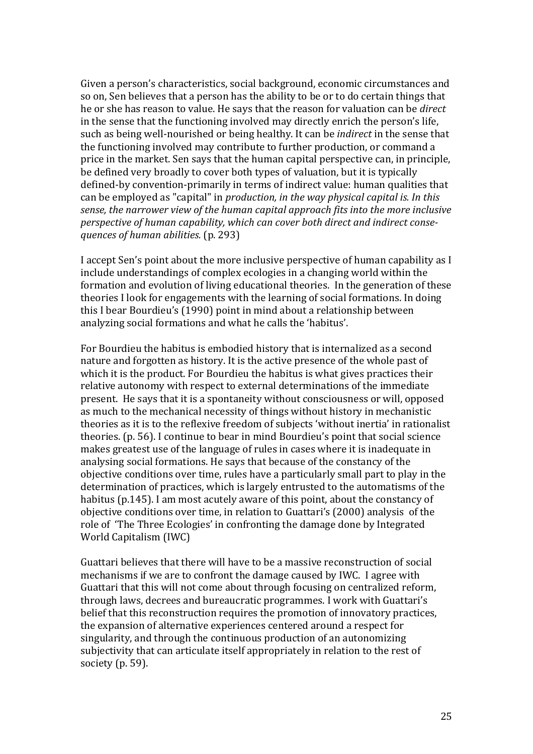Given a person's characteristics, social background, economic circumstances and so on, Sen believes that a person has the ability to be or to do certain things that he or she has reason to value. He says that the reason for valuation can be *direct* in the sense that the functioning involved may directly enrich the person's life, such as being well-nourished or being healthy. It can be *indirect* in the sense that the functioning involved may contribute to further production, or command a price in the market. Sen says that the human capital perspective can, in principle, be defined very broadly to cover both types of valuation, but it is typically defined-by convention-primarily in terms of indirect value: human qualities that can be employed as "capital" in *production, in the way physical capital is. In this sense, the narrower view of the human capital approach fits into the more inclusive perspective of human capability, which can cover both direct and indirect consequences of human abilities.* (p. 293)

I accept Sen's point about the more inclusive perspective of human capability as I include understandings of complex ecologies in a changing world within the formation and evolution of living educational theories. In the generation of these theories I look for engagements with the learning of social formations. In doing this I bear Bourdieu's (1990) point in mind about a relationship between analyzing social formations and what he calls the 'habitus'.

For Bourdieu the habitus is embodied history that is internalized as a second nature and forgotten as history. It is the active presence of the whole past of which it is the product. For Bourdieu the habitus is what gives practices their relative autonomy with respect to external determinations of the immediate present. He says that it is a spontaneity without consciousness or will, opposed as much to the mechanical necessity of things without history in mechanistic theories as it is to the reflexive freedom of subjects 'without inertia' in rationalist theories. (p. 56). I continue to bear in mind Bourdieu's point that social science makes greatest use of the language of rules in cases where it is inadequate in analysing social formations. He says that because of the constancy of the objective conditions over time, rules have a particularly small part to play in the determination of practices, which is largely entrusted to the automatisms of the habitus (p.145). I am most acutely aware of this point, about the constancy of objective conditions over time, in relation to Guattari's (2000) analysis of the role of 'The Three Ecologies' in confronting the damage done by Integrated World Capitalism (IWC)

Guattari believes that there will have to be a massive reconstruction of social mechanisms if we are to confront the damage caused by IWC. I agree with Guattari that this will not come about through focusing on centralized reform, through laws, decrees and bureaucratic programmes. I work with Guattari's belief that this reconstruction requires the promotion of innovatory practices, the expansion of alternative experiences centered around a respect for singularity, and through the continuous production of an autonomizing subjectivity that can articulate itself appropriately in relation to the rest of society (p. 59).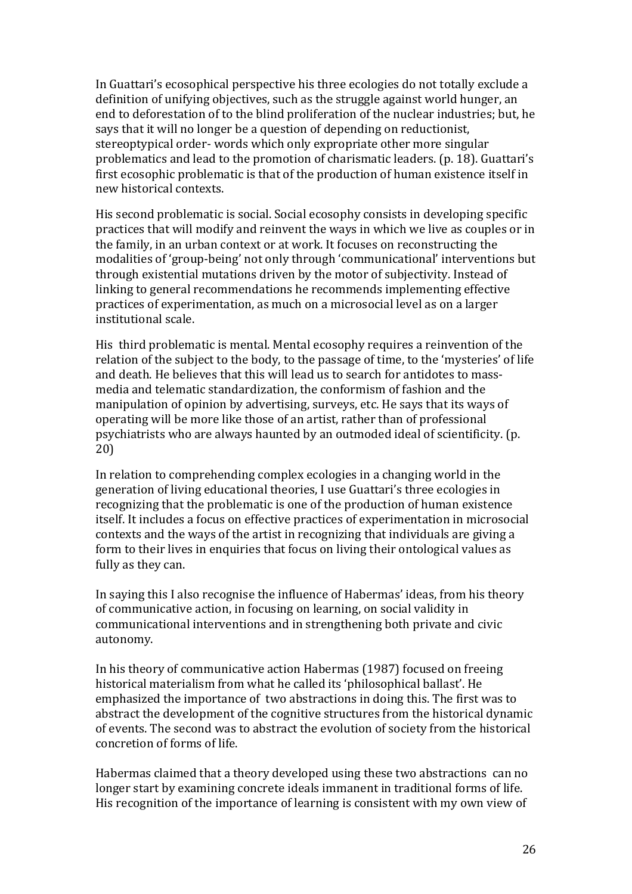In Guattari's ecosophical perspective his three ecologies do not totally exclude a definition of unifying objectives, such as the struggle against world hunger, an end to deforestation of to the blind proliferation of the nuclear industries; but, he says that it will no longer be a question of depending on reductionist, stereoptypical order- words which only expropriate other more singular problematics and lead to the promotion of charismatic leaders. (p. 18). Guattari's first ecosophic problematic is that of the production of human existence itself in new historical contexts.

His second problematic is social. Social ecosophy consists in developing specific practices that will modify and reinvent the ways in which we live as couples or in the family, in an urban context or at work. It focuses on reconstructing the modalities of 'group-being' not only through 'communicational' interventions but through existential mutations driven by the motor of subjectivity. Instead of linking to general recommendations he recommends implementing effective practices of experimentation, as much on a microsocial level as on a larger institutional scale.

His third problematic is mental. Mental ecosophy requires a reinvention of the relation of the subject to the body, to the passage of time, to the 'mysteries' of life and death. He believes that this will lead us to search for antidotes to mass-media and telematic standardization, the conformism of fashion and the manipulation of opinion by advertising, surveys, etc. He says that its ways of operating will be more like those of an artist, rather than of professional psychiatrists who are always haunted by an outmoded ideal of scientificity. (p. 20)

In relation to comprehending complex ecologies in a changing world in the generation of living educational theories, I use Guattari's three ecologies in recognizing that the problematic is one of the production of human existence itself. It includes a focus on effective practices of experimentation in microsocial contexts and the ways of the artist in recognizing that individuals are giving a form to their lives in enquiries that focus on living their ontological values as fully as they can.

In saying this I also recognise the influence of Habermas' ideas, from his theory of communicative action, in focusing on learning, on social validity in communicational interventions and in strengthening both private and civic autonomy.

In his theory of communicative action Habermas (1987) focused on freeing historical materialism from what he called its 'philosophical ballast'. He emphasized the importance of two abstractions in doing this. The first was to abstract the development of the cognitive structures from the historical dynamic of events. The second was to abstract the evolution of society from the historical concretion of forms of life.

Habermas claimed that a theory developed using these two abstractions can no longer start by examining concrete ideals immanent in traditional forms of life. His recognition of the importance of learning is consistent with my own view of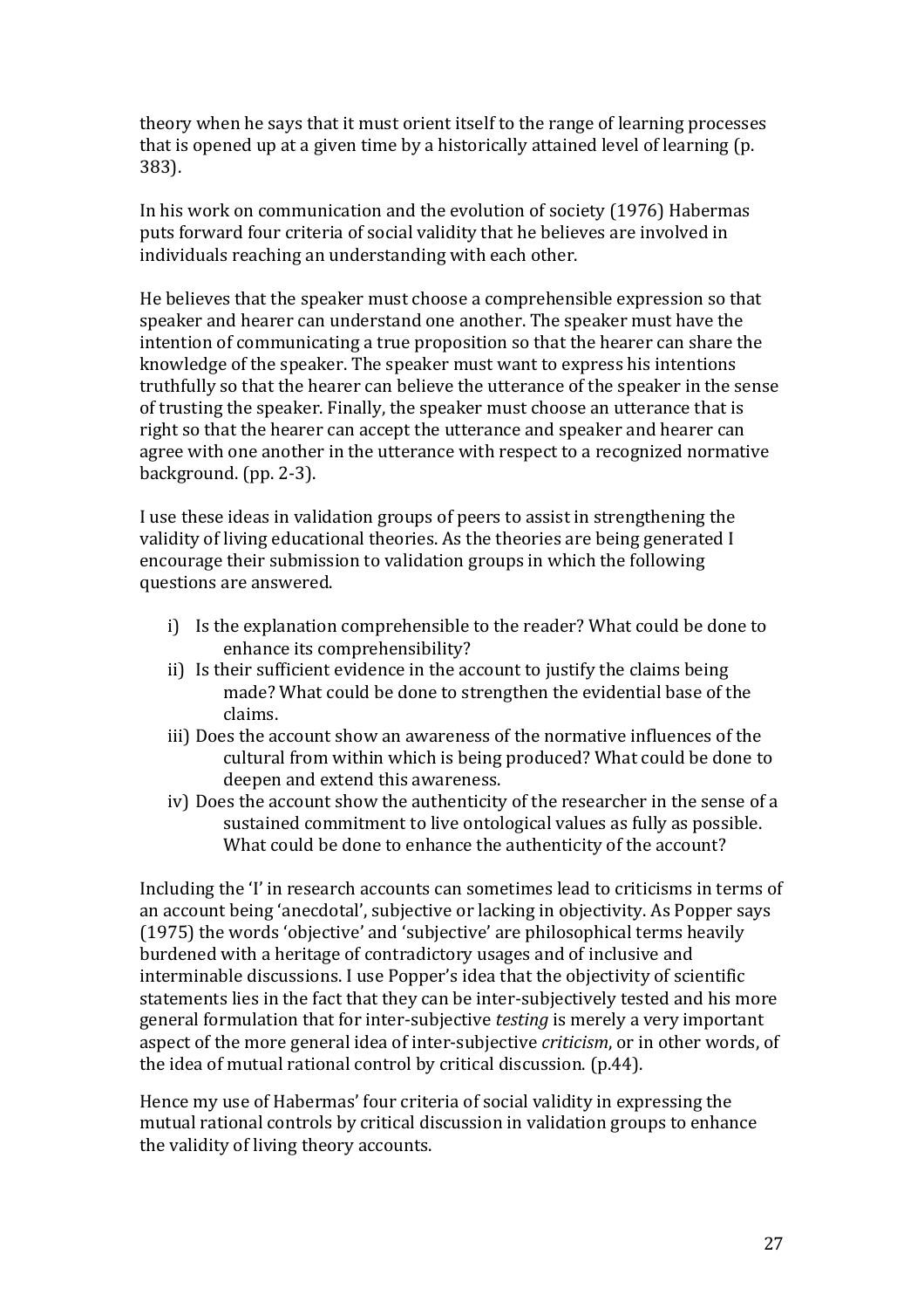theory when he says that it must orient itself to the range of learning processes that is opened up at a given time by a historically attained level of learning (p. 383).

In his work on communication and the evolution of society (1976) Habermas puts forward four criteria of social validity that he believes are involved in individuals reaching an understanding with each other.

He believes that the speaker must choose a comprehensible expression so that speaker and hearer can understand one another. The speaker must have the intention of communicating a true proposition so that the hearer can share the knowledge of the speaker. The speaker must want to express his intentions truthfully so that the hearer can believe the utterance of the speaker in the sense of trusting the speaker. Finally, the speaker must choose an utterance that is right so that the hearer can accept the utterance and speaker and hearer can agree with one another in the utterance with respect to a recognized normative background. (pp. 2-3).

I use these ideas in validation groups of peers to assist in strengthening the validity of living educational theories. As the theories are being generated I encourage their submission to validation groups in which the following questions are answered.

i) Is the explanation comprehensible to the reader? What could be done to enhance its comprehensibility?
ii) Is their sufficient evidence in the account to justify the claims being made? What could be done to strengthen the evidential base of the claims.
iii) Does the account show an awareness of the normative influences of the cultural from within which is being produced? What could be done to deepen and extend this awareness.
iv) Does the account show the authenticity of the researcher in the sense of a sustained commitment to live ontological values as fully as possible. What could be done to enhance the authenticity of the account?

Including the 'I' in research accounts can sometimes lead to criticisms in terms of an account being 'anecdotal', subjective or lacking in objectivity. As Popper says (1975) the words 'objective' and 'subjective' are philosophical terms heavily burdened with a heritage of contradictory usages and of inclusive and interminable discussions. I use Popper's idea that the objectivity of scientific statements lies in the fact that they can be inter-subjectively tested and his more general formulation that for inter-subjective *testing* is merely a very important aspect of the more general idea of inter-subjective *criticism*, or in other words, of the idea of mutual rational control by critical discussion. (p.44).

Hence my use of Habermas' four criteria of social validity in expressing the mutual rational controls by critical discussion in validation groups to enhance the validity of living theory accounts.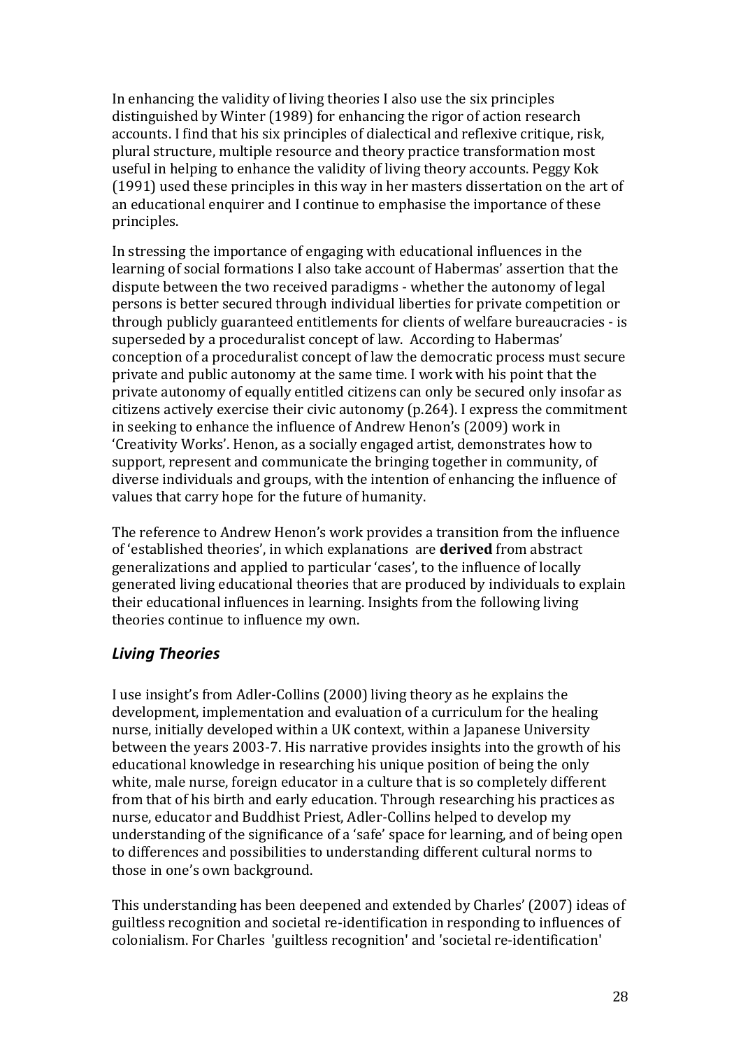In enhancing the validity of living theories I also use the six principles distinguished by Winter (1989) for enhancing the rigor of action research accounts. I find that his six principles of dialectical and reflexive critique, risk, plural structure, multiple resource and theory practice transformation most useful in helping to enhance the validity of living theory accounts. Peggy Kok (1991) used these principles in this way in her masters dissertation on the art of an educational enquirer and I continue to emphasise the importance of these principles.

In stressing the importance of engaging with educational influences in the learning of social formations I also take account of Habermas' assertion that the dispute between the two received paradigms - whether the autonomy of legal persons is better secured through individual liberties for private competition or through publicly guaranteed entitlements for clients of welfare bureaucracies - is superseded by a proceduralist concept of law. According to Habermas' conception of a proceduralist concept of law the democratic process must secure private and public autonomy at the same time. I work with his point that the private autonomy of equally entitled citizens can only be secured only insofar as citizens actively exercise their civic autonomy (p.264). I express the commitment in seeking to enhance the influence of Andrew Henon's (2009) work in 'Creativity Works'. Henon, as a socially engaged artist, demonstrates how to support, represent and communicate the bringing together in community, of diverse individuals and groups, with the intention of enhancing the influence of values that carry hope for the future of humanity.

The reference to Andrew Henon's work provides a transition from the influence of 'established theories', in which explanations are **derived** from abstract generalizations and applied to particular 'cases', to the influence of locally generated living educational theories that are produced by individuals to explain their educational influences in learning. Insights from the following living theories continue to influence my own.

## *Living Theories*

I use insight's from Adler-Collins (2000) living theory as he explains the development, implementation and evaluation of a curriculum for the healing nurse, initially developed within a UK context, within a Japanese University between the years 2003-7. His narrative provides insights into the growth of his educational knowledge in researching his unique position of being the only white, male nurse, foreign educator in a culture that is so completely different from that of his birth and early education. Through researching his practices as nurse, educator and Buddhist Priest, Adler-Collins helped to develop my understanding of the significance of a 'safe' space for learning, and of being open to differences and possibilities to understanding different cultural norms to those in one's own background.

This understanding has been deepened and extended by Charles' (2007) ideas of guiltless recognition and societal re-identification in responding to influences of colonialism. For Charles 'guiltless recognition' and 'societal re-identification'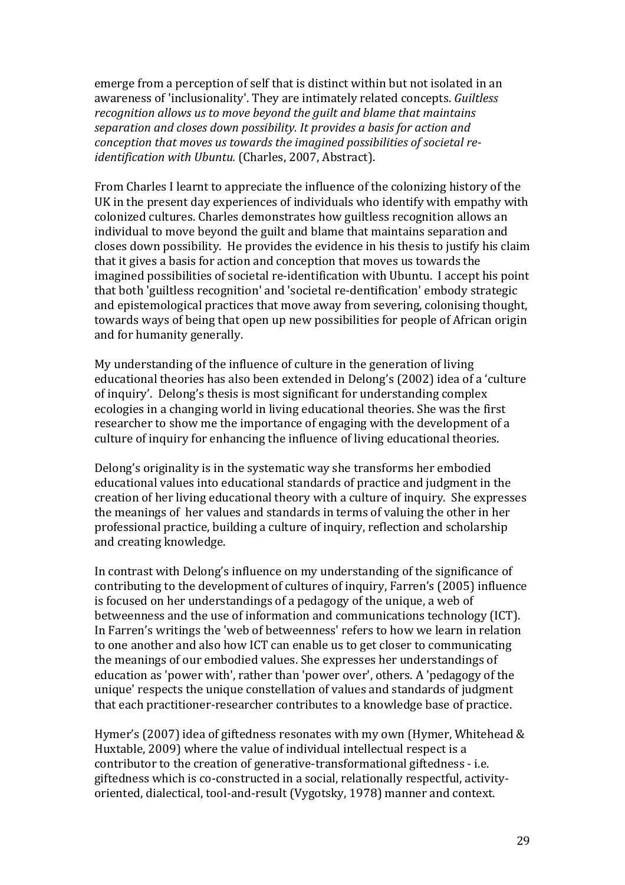emerge from a perception of self that is distinct within but not isolated in an awareness of 'inclusionality'. They are intimately related concepts. *Guiltless recognition allows us to move beyond the guilt and blame that maintains separation and closes down possibility. It provides a basis for action and conception that moves us towards the imagined possibilities of societal re-identification with Ubuntu.* (Charles, 2007, Abstract).

From Charles I learnt to appreciate the influence of the colonizing history of the UK in the present day experiences of individuals who identify with empathy with colonized cultures. Charles demonstrates how guiltless recognition allows an individual to move beyond the guilt and blame that maintains separation and closes down possibility. He provides the evidence in his thesis to justify his claim that it gives a basis for action and conception that moves us towards the imagined possibilities of societal re-identification with Ubuntu. I accept his point that both 'guiltless recognition' and 'societal re-dentification' embody strategic and epistemological practices that move away from severing, colonising thought, towards ways of being that open up new possibilities for people of African origin and for humanity generally.

My understanding of the influence of culture in the generation of living educational theories has also been extended in Delong's (2002) idea of a 'culture of inquiry'. Delong's thesis is most significant for understanding complex ecologies in a changing world in living educational theories. She was the first researcher to show me the importance of engaging with the development of a culture of inquiry for enhancing the influence of living educational theories.

Delong's originality is in the systematic way she transforms her embodied educational values into educational standards of practice and judgment in the creation of her living educational theory with a culture of inquiry. She expresses the meanings of her values and standards in terms of valuing the other in her professional practice, building a culture of inquiry, reflection and scholarship and creating knowledge.

In contrast with Delong's influence on my understanding of the significance of contributing to the development of cultures of inquiry, Farren's (2005) influence is focused on her understandings of a pedagogy of the unique, a web of betweenness and the use of information and communications technology (ICT). In Farren's writings the 'web of betweenness' refers to how we learn in relation to one another and also how ICT can enable us to get closer to communicating the meanings of our embodied values. She expresses her understandings of education as 'power with', rather than 'power over', others. A 'pedagogy of the unique' respects the unique constellation of values and standards of judgment that each practitioner-researcher contributes to a knowledge base of practice.

Hymer's (2007) idea of giftedness resonates with my own (Hymer, Whitehead & Huxtable, 2009) where the value of individual intellectual respect is a contributor to the creation of generative-transformational giftedness - i.e. giftedness which is co-constructed in a social, relationally respectful, activity-oriented, dialectical, tool-and-result (Vygotsky, 1978) manner and context.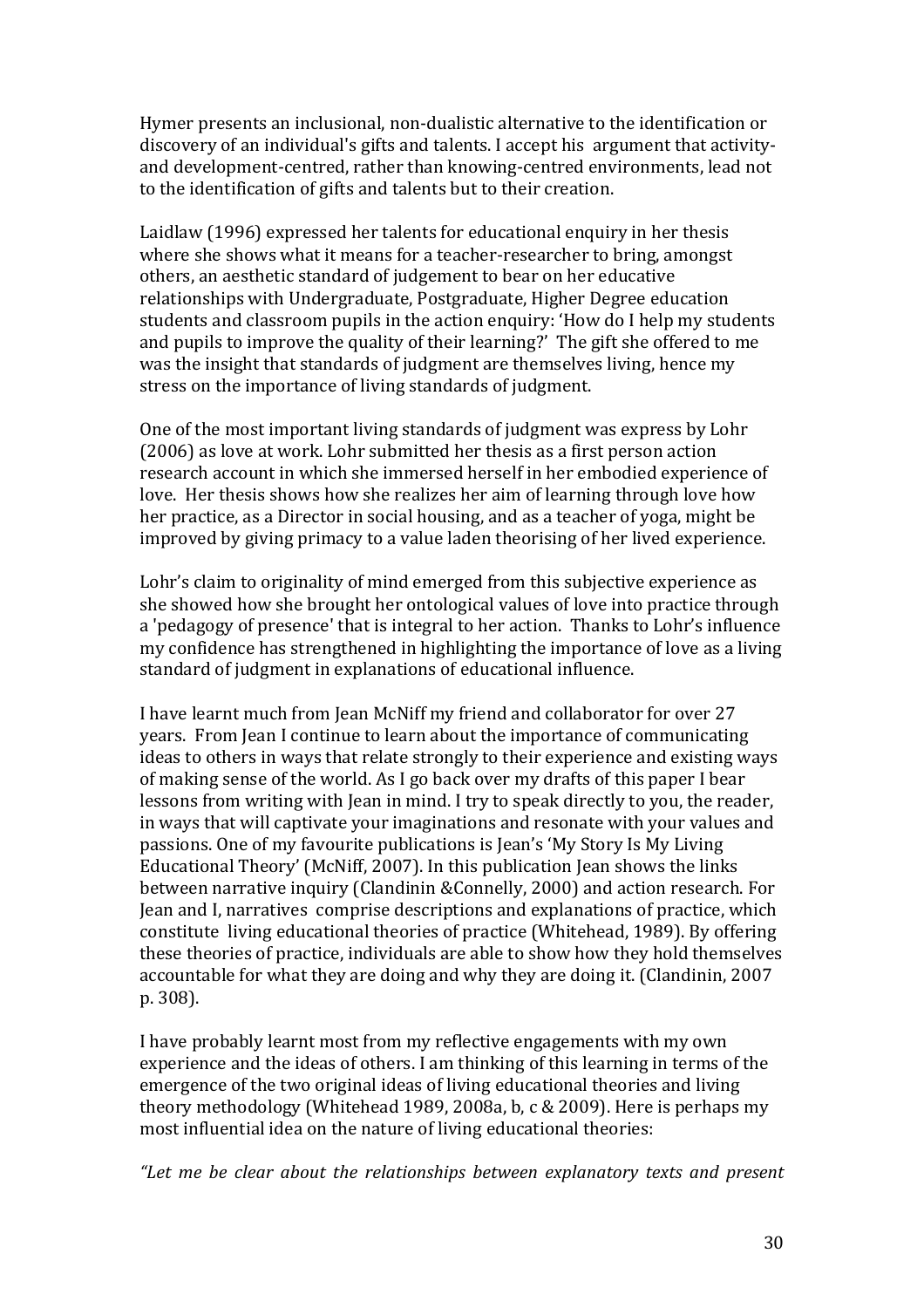Hymer presents an inclusional, non-dualistic alternative to the identification or discovery of an individual's gifts and talents. I accept his argument that activity- and development-centred, rather than knowing-centred environments, lead not to the identification of gifts and talents but to their creation.

Laidlaw (1996) expressed her talents for educational enquiry in her thesis where she shows what it means for a teacher-researcher to bring, amongst others, an aesthetic standard of judgement to bear on her educative relationships with Undergraduate, Postgraduate, Higher Degree education students and classroom pupils in the action enquiry: 'How do I help my students and pupils to improve the quality of their learning?' The gift she offered to me was the insight that standards of judgment are themselves living, hence my stress on the importance of living standards of judgment.

One of the most important living standards of judgment was express by Lohr (2006) as love at work. Lohr submitted her thesis as a first person action research account in which she immersed herself in her embodied experience of love. Her thesis shows how she realizes her aim of learning through love how her practice, as a Director in social housing, and as a teacher of yoga, might be improved by giving primacy to a value laden theorising of her lived experience.

Lohr's claim to originality of mind emerged from this subjective experience as she showed how she brought her ontological values of love into practice through a 'pedagogy of presence' that is integral to her action. Thanks to Lohr's influence my confidence has strengthened in highlighting the importance of love as a living standard of judgment in explanations of educational influence.

I have learnt much from Jean McNiff my friend and collaborator for over 27 years. From Jean I continue to learn about the importance of communicating ideas to others in ways that relate strongly to their experience and existing ways of making sense of the world. As I go back over my drafts of this paper I bear lessons from writing with Jean in mind. I try to speak directly to you, the reader, in ways that will captivate your imaginations and resonate with your values and passions. One of my favourite publications is Jean's 'My Story Is My Living Educational Theory' (McNiff, 2007). In this publication Jean shows the links between narrative inquiry (Clandinin &Connelly, 2000) and action research. For Jean and I, narratives comprise descriptions and explanations of practice, which constitute living educational theories of practice (Whitehead, 1989). By offering these theories of practice, individuals are able to show how they hold themselves accountable for what they are doing and why they are doing it. (Clandinin, 2007 p. 308).

I have probably learnt most from my reflective engagements with my own experience and the ideas of others. I am thinking of this learning in terms of the emergence of the two original ideas of living educational theories and living theory methodology (Whitehead 1989, 2008a, b, c & 2009). Here is perhaps my most influential idea on the nature of living educational theories:

*"Let me be clear about the relationships between explanatory texts and present*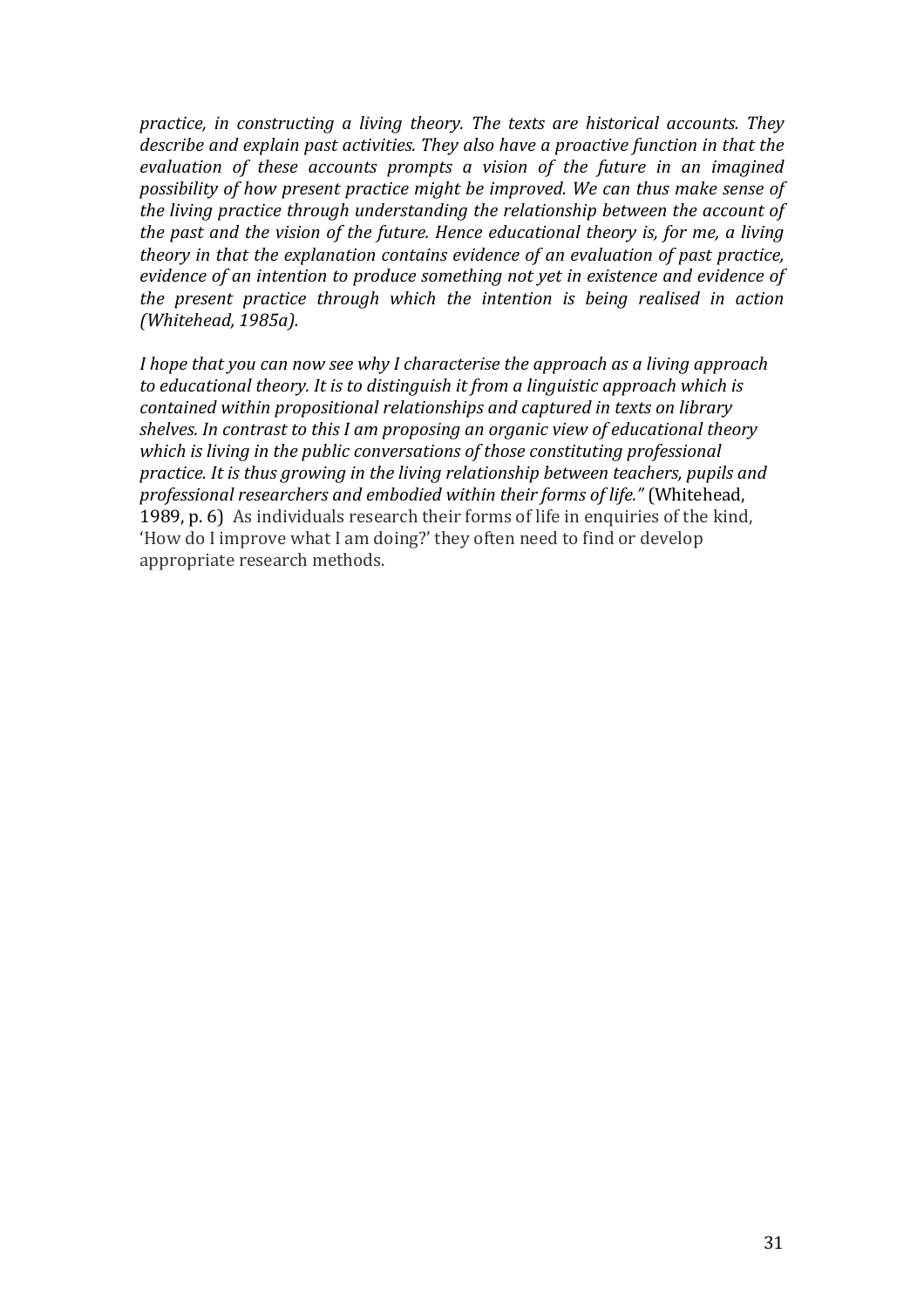*practice, in constructing a living theory. The texts are historical accounts. They describe and explain past activities. They also have a proactive function in that the evaluation of these accounts prompts a vision of the future in an imagined possibility of how present practice might be improved. We can thus make sense of the living practice through understanding the relationship between the account of the past and the vision of the future. Hence educational theory is, for me, a living theory in that the explanation contains evidence of an evaluation of past practice, evidence of an intention to produce something not yet in existence and evidence of the present practice through which the intention is being realised in action (Whitehead, 1985a).*

*I hope that you can now see why I characterise the approach as a living approach to educational theory. It is to distinguish it from a linguistic approach which is contained within propositional relationships and captured in texts on library shelves. In contrast to this I am proposing an organic view of educational theory which is living in the public conversations of those constituting professional practice. It is thus growing in the living relationship between teachers, pupils and professional researchers and embodied within their forms of life."* (Whitehead, 1989, p. 6) As individuals research their forms of life in enquiries of the kind, 'How do I improve what I am doing?' they often need to find or develop appropriate research methods.